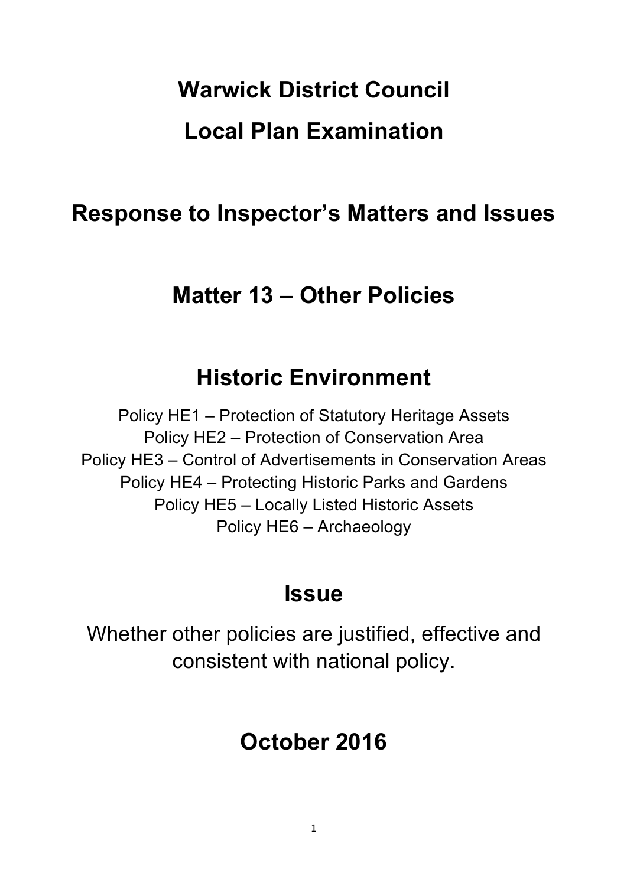# Warwick District Council

# Local Plan Examination

## Response to Inspector's Matters and Issues

## Matter 13 – Other Policies

## Historic Environment

Policy HE1 – Protection of Statutory Heritage Assets
Policy HE2 – Protection of Conservation Area
Policy HE3 – Control of Advertisements in Conservation Areas
Policy HE4 – Protecting Historic Parks and Gardens
Policy HE5 – Locally Listed Historic Assets
Policy HE6 – Archaeology

## Issue

Whether other policies are justified, effective and consistent with national policy.

## October 2016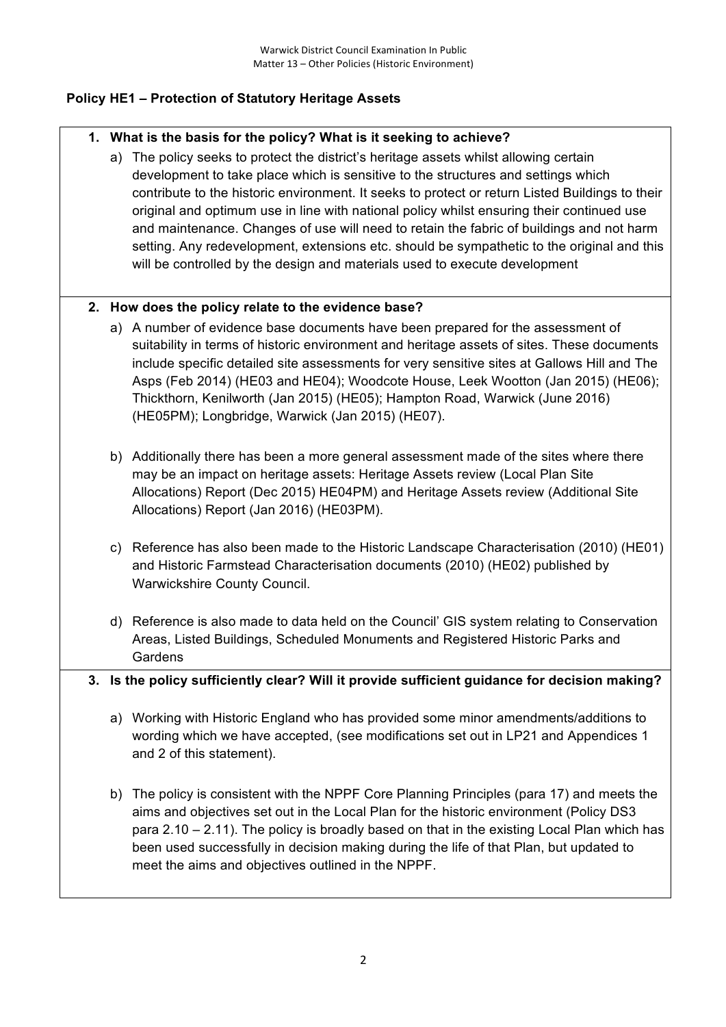## Policy HE1 – Protection of Statutory Heritage Assets

**1. What is the basis for the policy? What is it seeking to achieve?**

a) The policy seeks to protect the district's heritage assets whilst allowing certain development to take place which is sensitive to the structures and settings which contribute to the historic environment. It seeks to protect or return Listed Buildings to their original and optimum use in line with national policy whilst ensuring their continued use and maintenance. Changes of use will need to retain the fabric of buildings and not harm setting. Any redevelopment, extensions etc. should be sympathetic to the original and this will be controlled by the design and materials used to execute development

**2. How does the policy relate to the evidence base?**

a) A number of evidence base documents have been prepared for the assessment of suitability in terms of historic environment and heritage assets of sites. These documents include specific detailed site assessments for very sensitive sites at Gallows Hill and The Asps (Feb 2014) (HE03 and HE04); Woodcote House, Leek Wootton (Jan 2015) (HE06); Thickthorn, Kenilworth (Jan 2015) (HE05); Hampton Road, Warwick (June 2016) (HE05PM); Longbridge, Warwick (Jan 2015) (HE07).

b) Additionally there has been a more general assessment made of the sites where there may be an impact on heritage assets: Heritage Assets review (Local Plan Site Allocations) Report (Dec 2015) HE04PM) and Heritage Assets review (Additional Site Allocations) Report (Jan 2016) (HE03PM).

c) Reference has also been made to the Historic Landscape Characterisation (2010) (HE01) and Historic Farmstead Characterisation documents (2010) (HE02) published by Warwickshire County Council.

d) Reference is also made to data held on the Council' GIS system relating to Conservation Areas, Listed Buildings, Scheduled Monuments and Registered Historic Parks and Gardens

**3. Is the policy sufficiently clear? Will it provide sufficient guidance for decision making?**

a) Working with Historic England who has provided some minor amendments/additions to wording which we have accepted, (see modifications set out in LP21 and Appendices 1 and 2 of this statement).

b) The policy is consistent with the NPPF Core Planning Principles (para 17) and meets the aims and objectives set out in the Local Plan for the historic environment (Policy DS3 para 2.10 – 2.11). The policy is broadly based on that in the existing Local Plan which has been used successfully in decision making during the life of that Plan, but updated to meet the aims and objectives outlined in the NPPF.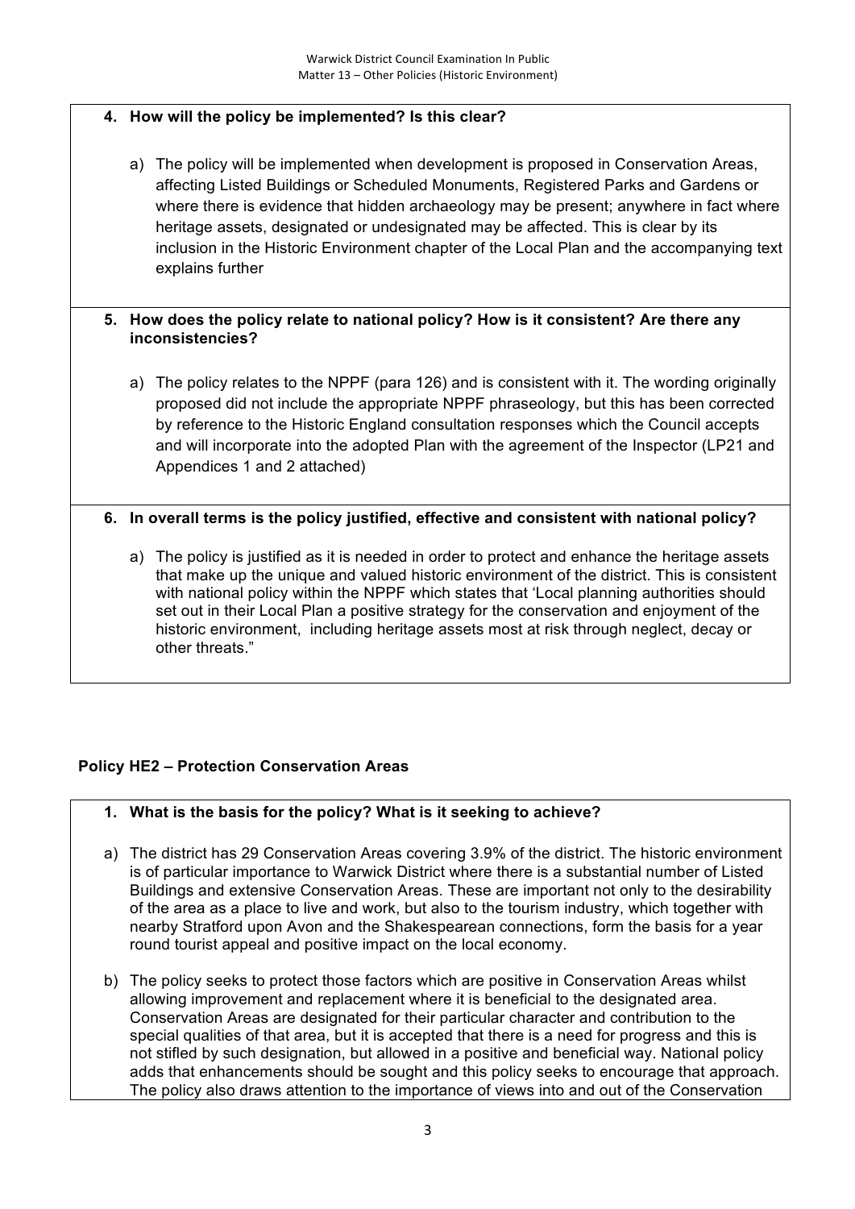**4. How will the policy be implemented? Is this clear?**

a) The policy will be implemented when development is proposed in Conservation Areas, affecting Listed Buildings or Scheduled Monuments, Registered Parks and Gardens or where there is evidence that hidden archaeology may be present; anywhere in fact where heritage assets, designated or undesignated may be affected. This is clear by its inclusion in the Historic Environment chapter of the Local Plan and the accompanying text explains further

**5. How does the policy relate to national policy? How is it consistent? Are there any inconsistencies?**

a) The policy relates to the NPPF (para 126) and is consistent with it. The wording originally proposed did not include the appropriate NPPF phraseology, but this has been corrected by reference to the Historic England consultation responses which the Council accepts and will incorporate into the adopted Plan with the agreement of the Inspector (LP21 and Appendices 1 and 2 attached)

**6. In overall terms is the policy justified, effective and consistent with national policy?**

a) The policy is justified as it is needed in order to protect and enhance the heritage assets that make up the unique and valued historic environment of the district. This is consistent with national policy within the NPPF which states that 'Local planning authorities should set out in their Local Plan a positive strategy for the conservation and enjoyment of the historic environment, including heritage assets most at risk through neglect, decay or other threats."

## Policy HE2 – Protection Conservation Areas

**1. What is the basis for the policy? What is it seeking to achieve?**

a) The district has 29 Conservation Areas covering 3.9% of the district. The historic environment is of particular importance to Warwick District where there is a substantial number of Listed Buildings and extensive Conservation Areas. These are important not only to the desirability of the area as a place to live and work, but also to the tourism industry, which together with nearby Stratford upon Avon and the Shakespearean connections, form the basis for a year round tourist appeal and positive impact on the local economy.

b) The policy seeks to protect those factors which are positive in Conservation Areas whilst allowing improvement and replacement where it is beneficial to the designated area. Conservation Areas are designated for their particular character and contribution to the special qualities of that area, but it is accepted that there is a need for progress and this is not stifled by such designation, but allowed in a positive and beneficial way. National policy adds that enhancements should be sought and this policy seeks to encourage that approach. The policy also draws attention to the importance of views into and out of the Conservation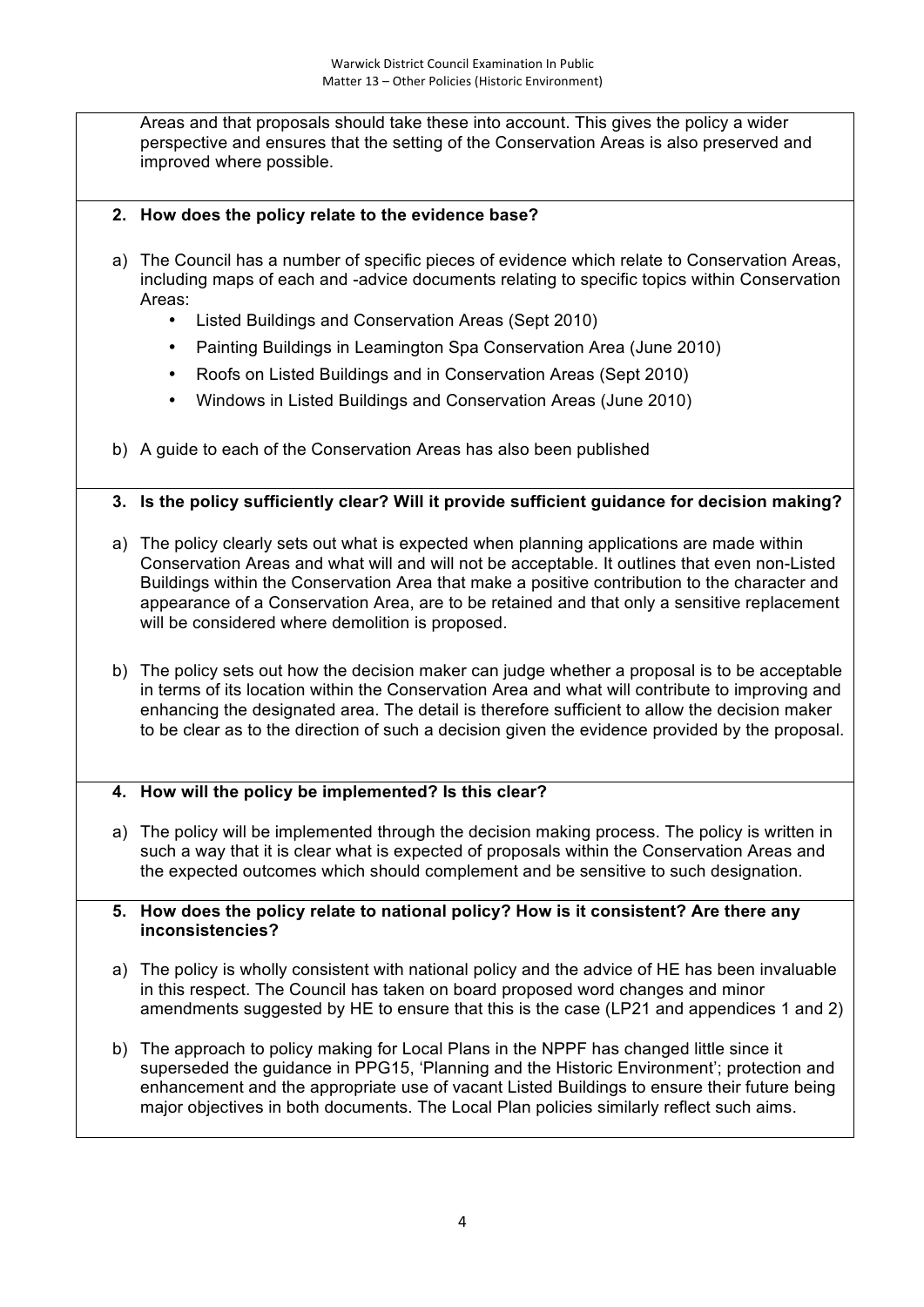Areas and that proposals should take these into account. This gives the policy a wider perspective and ensures that the setting of the Conservation Areas is also preserved and improved where possible.

**2. How does the policy relate to the evidence base?**

a) The Council has a number of specific pieces of evidence which relate to Conservation Areas, including maps of each and -advice documents relating to specific topics within Conservation Areas:

- Listed Buildings and Conservation Areas (Sept 2010)
- Painting Buildings in Leamington Spa Conservation Area (June 2010)
- Roofs on Listed Buildings and in Conservation Areas (Sept 2010)
- Windows in Listed Buildings and Conservation Areas (June 2010)

b) A guide to each of the Conservation Areas has also been published

**3. Is the policy sufficiently clear? Will it provide sufficient guidance for decision making?**

a) The policy clearly sets out what is expected when planning applications are made within Conservation Areas and what will and will not be acceptable. It outlines that even non-Listed Buildings within the Conservation Area that make a positive contribution to the character and appearance of a Conservation Area, are to be retained and that only a sensitive replacement will be considered where demolition is proposed.

b) The policy sets out how the decision maker can judge whether a proposal is to be acceptable in terms of its location within the Conservation Area and what will contribute to improving and enhancing the designated area. The detail is therefore sufficient to allow the decision maker to be clear as to the direction of such a decision given the evidence provided by the proposal.

**4. How will the policy be implemented? Is this clear?**

a) The policy will be implemented through the decision making process. The policy is written in such a way that it is clear what is expected of proposals within the Conservation Areas and the expected outcomes which should complement and be sensitive to such designation.

**5. How does the policy relate to national policy? How is it consistent? Are there any inconsistencies?**

a) The policy is wholly consistent with national policy and the advice of HE has been invaluable in this respect. The Council has taken on board proposed word changes and minor amendments suggested by HE to ensure that this is the case (LP21 and appendices 1 and 2)

b) The approach to policy making for Local Plans in the NPPF has changed little since it superseded the guidance in PPG15, 'Planning and the Historic Environment'; protection and enhancement and the appropriate use of vacant Listed Buildings to ensure their future being major objectives in both documents. The Local Plan policies similarly reflect such aims.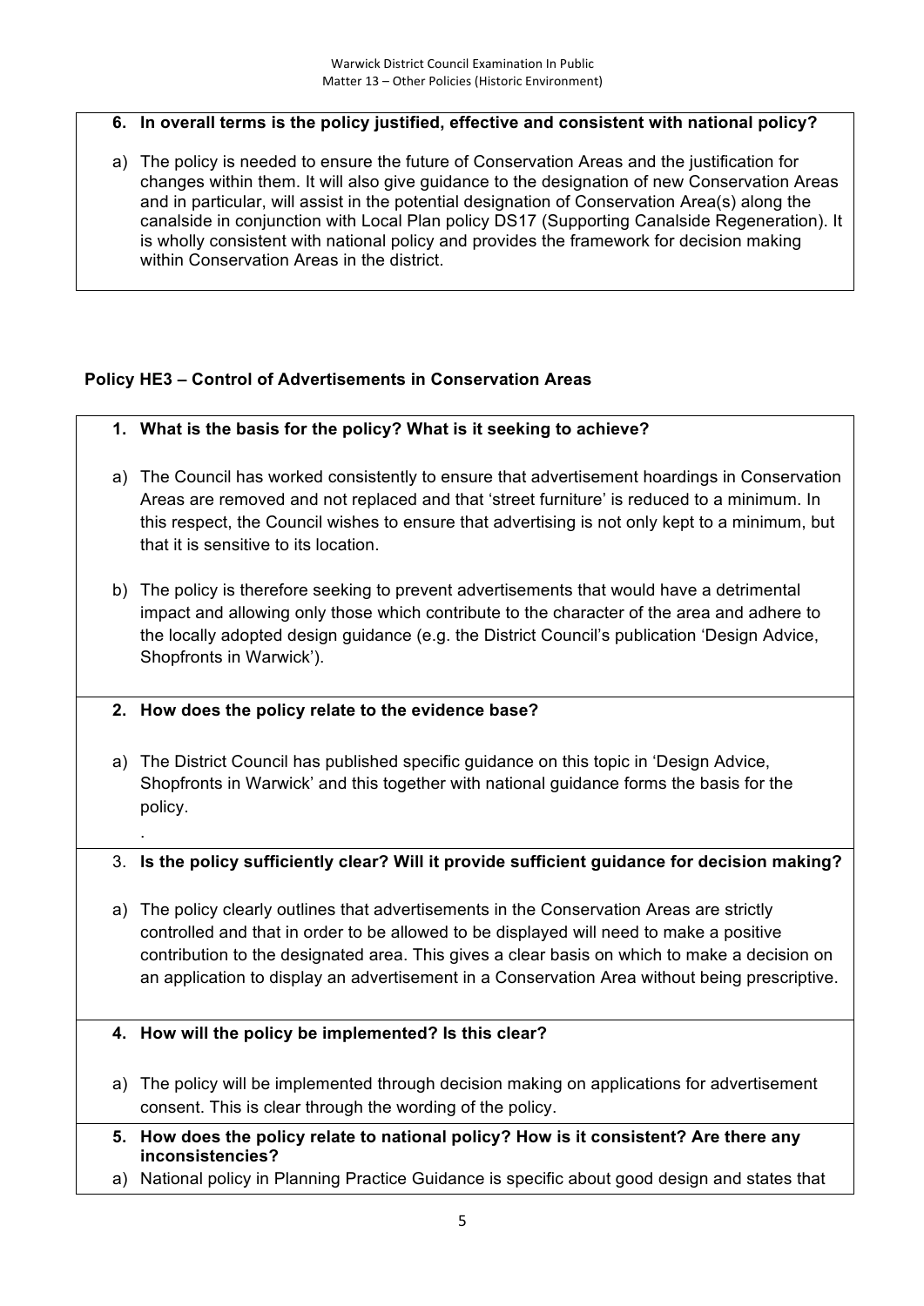**6. In overall terms is the policy justified, effective and consistent with national policy?**

a) The policy is needed to ensure the future of Conservation Areas and the justification for changes within them. It will also give guidance to the designation of new Conservation Areas and in particular, will assist in the potential designation of Conservation Area(s) along the canalside in conjunction with Local Plan policy DS17 (Supporting Canalside Regeneration). It is wholly consistent with national policy and provides the framework for decision making within Conservation Areas in the district.

## Policy HE3 – Control of Advertisements in Conservation Areas

**1. What is the basis for the policy? What is it seeking to achieve?**

a) The Council has worked consistently to ensure that advertisement hoardings in Conservation Areas are removed and not replaced and that 'street furniture' is reduced to a minimum. In this respect, the Council wishes to ensure that advertising is not only kept to a minimum, but that it is sensitive to its location.

b) The policy is therefore seeking to prevent advertisements that would have a detrimental impact and allowing only those which contribute to the character of the area and adhere to the locally adopted design guidance (e.g. the District Council's publication 'Design Advice, Shopfronts in Warwick').

**2. How does the policy relate to the evidence base?**

a) The District Council has published specific guidance on this topic in 'Design Advice, Shopfronts in Warwick' and this together with national guidance forms the basis for the policy.

.

**3. Is the policy sufficiently clear? Will it provide sufficient guidance for decision making?**

a) The policy clearly outlines that advertisements in the Conservation Areas are strictly controlled and that in order to be allowed to be displayed will need to make a positive contribution to the designated area. This gives a clear basis on which to make a decision on an application to display an advertisement in a Conservation Area without being prescriptive.

**4. How will the policy be implemented? Is this clear?**

a) The policy will be implemented through decision making on applications for advertisement consent. This is clear through the wording of the policy.

**5. How does the policy relate to national policy? How is it consistent? Are there any inconsistencies?**

a) National policy in Planning Practice Guidance is specific about good design and states that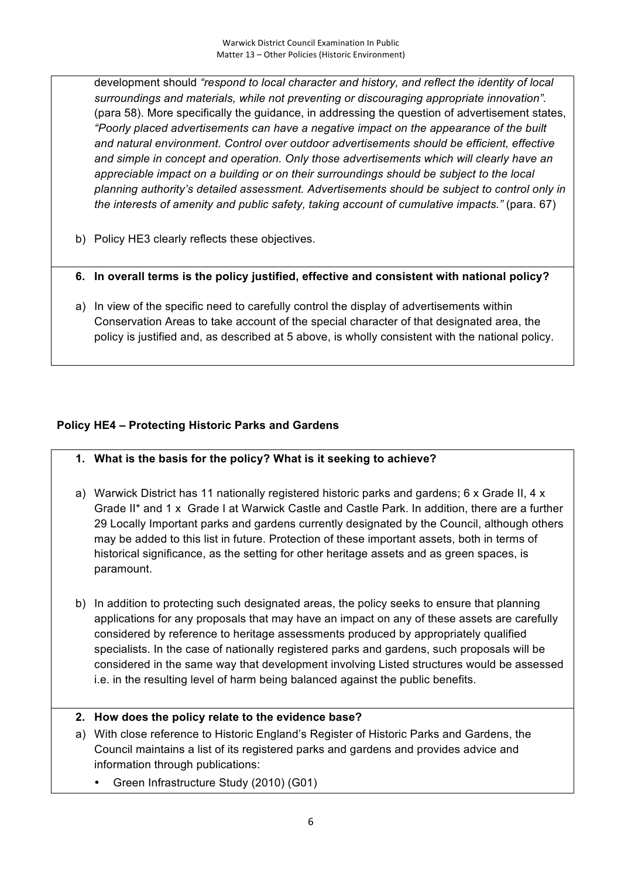development should *"respond to local character and history, and reflect the identity of local surroundings and materials, while not preventing or discouraging appropriate innovation".* (para 58). More specifically the guidance, in addressing the question of advertisement states, *"Poorly placed advertisements can have a negative impact on the appearance of the built and natural environment. Control over outdoor advertisements should be efficient, effective and simple in concept and operation. Only those advertisements which will clearly have an appreciable impact on a building or on their surroundings should be subject to the local planning authority's detailed assessment. Advertisements should be subject to control only in the interests of amenity and public safety, taking account of cumulative impacts."* (para. 67)

b) Policy HE3 clearly reflects these objectives.

**6. In overall terms is the policy justified, effective and consistent with national policy?**

a) In view of the specific need to carefully control the display of advertisements within Conservation Areas to take account of the special character of that designated area, the policy is justified and, as described at 5 above, is wholly consistent with the national policy.

### Policy HE4 – Protecting Historic Parks and Gardens

**1. What is the basis for the policy? What is it seeking to achieve?**

a) Warwick District has 11 nationally registered historic parks and gardens; 6 x Grade II, 4 x Grade II* and 1 x Grade I at Warwick Castle and Castle Park. In addition, there are a further 29 Locally Important parks and gardens currently designated by the Council, although others may be added to this list in future. Protection of these important assets, both in terms of historical significance, as the setting for other heritage assets and as green spaces, is paramount.

b) In addition to protecting such designated areas, the policy seeks to ensure that planning applications for any proposals that may have an impact on any of these assets are carefully considered by reference to heritage assessments produced by appropriately qualified specialists. In the case of nationally registered parks and gardens, such proposals will be considered in the same way that development involving Listed structures would be assessed i.e. in the resulting level of harm being balanced against the public benefits.

**2. How does the policy relate to the evidence base?**

a) With close reference to Historic England's Register of Historic Parks and Gardens, the Council maintains a list of its registered parks and gardens and provides advice and information through publications:

- Green Infrastructure Study (2010) (G01)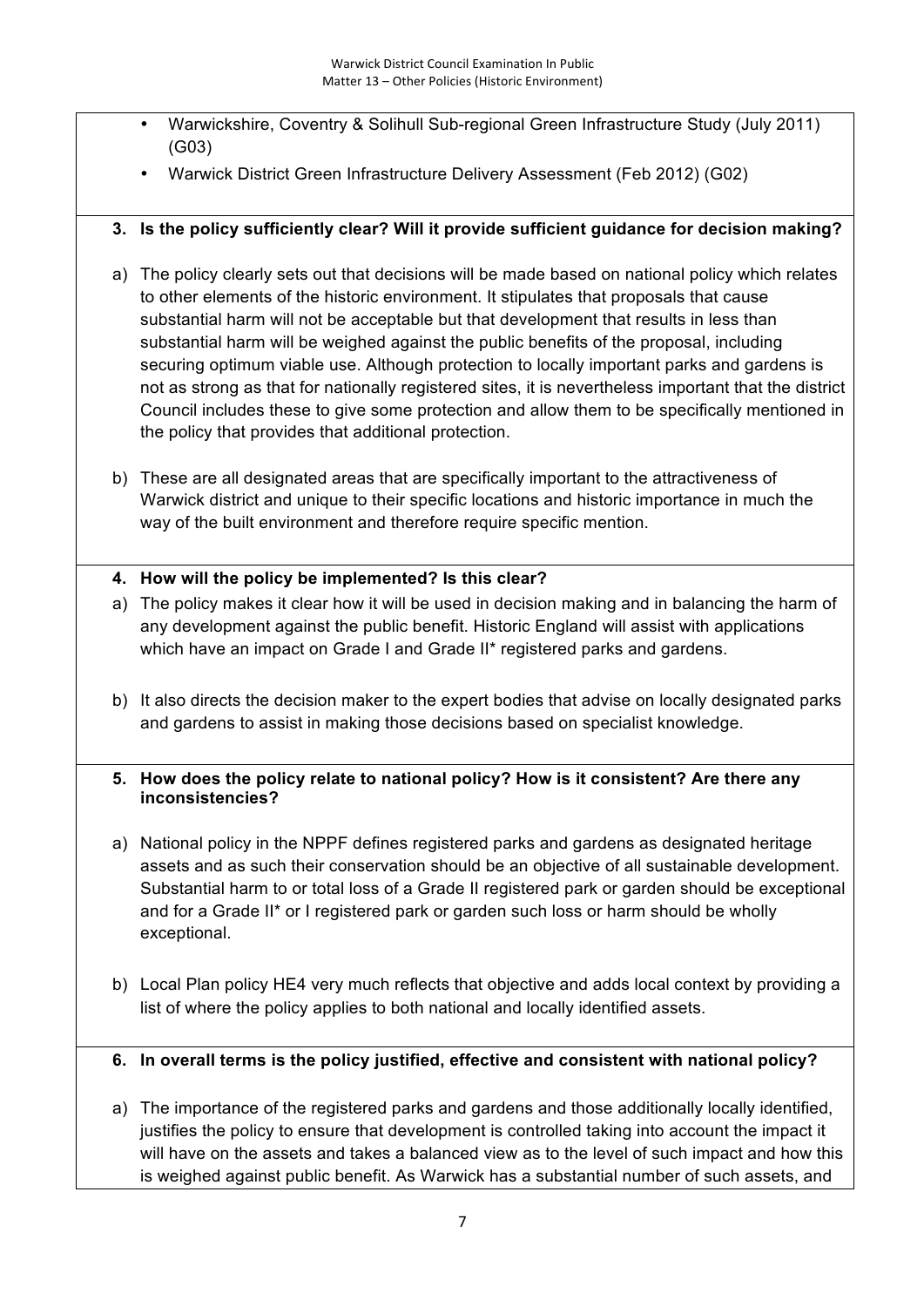- Warwickshire, Coventry & Solihull Sub-regional Green Infrastructure Study (July 2011) (G03)
- Warwick District Green Infrastructure Delivery Assessment (Feb 2012) (G02)

**3. Is the policy sufficiently clear? Will it provide sufficient guidance for decision making?**

a) The policy clearly sets out that decisions will be made based on national policy which relates to other elements of the historic environment. It stipulates that proposals that cause substantial harm will not be acceptable but that development that results in less than substantial harm will be weighed against the public benefits of the proposal, including securing optimum viable use. Although protection to locally important parks and gardens is not as strong as that for nationally registered sites, it is nevertheless important that the district Council includes these to give some protection and allow them to be specifically mentioned in the policy that provides that additional protection.

b) These are all designated areas that are specifically important to the attractiveness of Warwick district and unique to their specific locations and historic importance in much the way of the built environment and therefore require specific mention.

**4. How will the policy be implemented? Is this clear?**

a) The policy makes it clear how it will be used in decision making and in balancing the harm of any development against the public benefit. Historic England will assist with applications which have an impact on Grade I and Grade II* registered parks and gardens.

b) It also directs the decision maker to the expert bodies that advise on locally designated parks and gardens to assist in making those decisions based on specialist knowledge.

**5. How does the policy relate to national policy? How is it consistent? Are there any inconsistencies?**

a) National policy in the NPPF defines registered parks and gardens as designated heritage assets and as such their conservation should be an objective of all sustainable development. Substantial harm to or total loss of a Grade II registered park or garden should be exceptional and for a Grade II* or I registered park or garden such loss or harm should be wholly exceptional.

b) Local Plan policy HE4 very much reflects that objective and adds local context by providing a list of where the policy applies to both national and locally identified assets.

**6. In overall terms is the policy justified, effective and consistent with national policy?**

a) The importance of the registered parks and gardens and those additionally locally identified, justifies the policy to ensure that development is controlled taking into account the impact it will have on the assets and takes a balanced view as to the level of such impact and how this is weighed against public benefit. As Warwick has a substantial number of such assets, and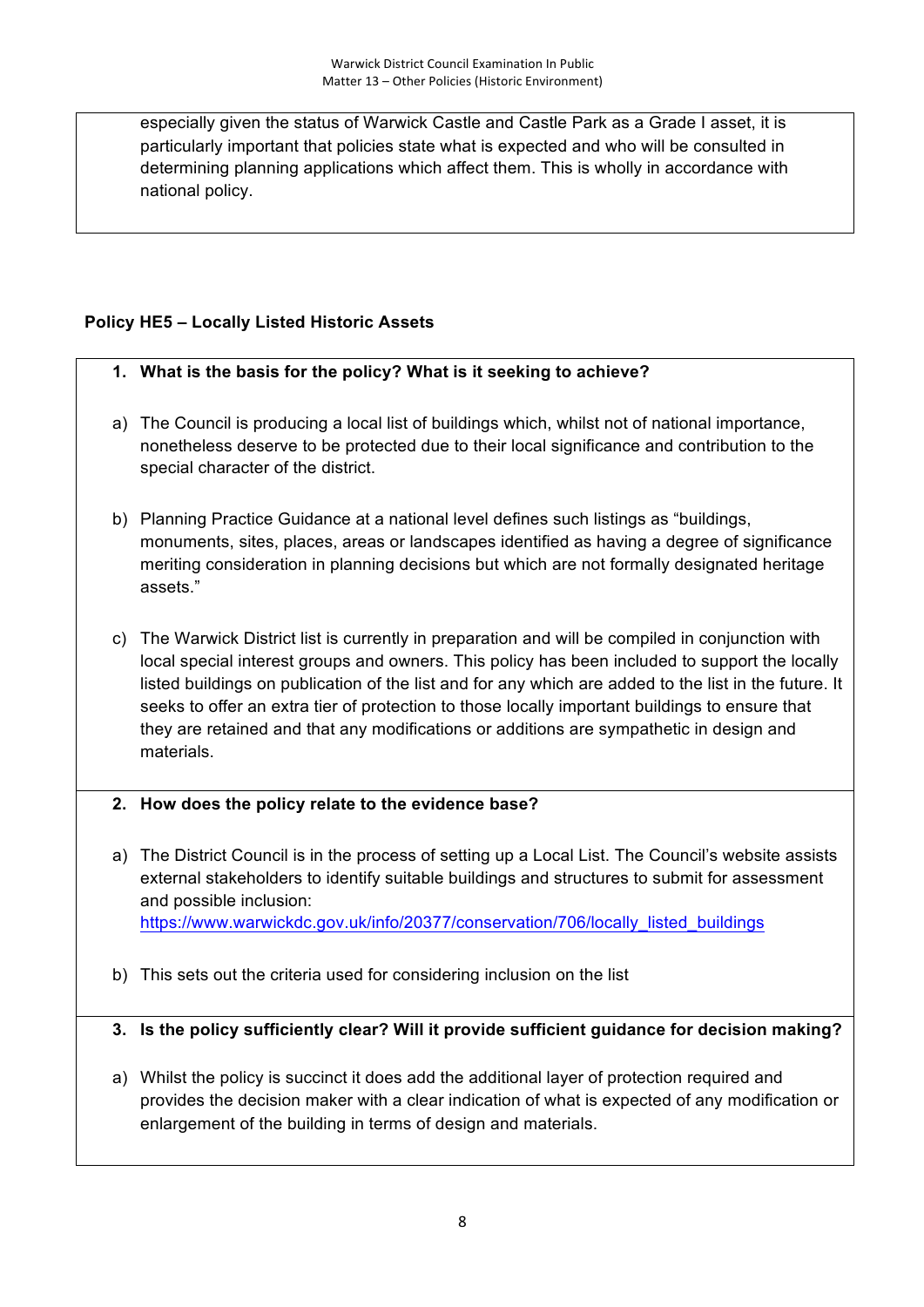especially given the status of Warwick Castle and Castle Park as a Grade I asset, it is particularly important that policies state what is expected and who will be consulted in determining planning applications which affect them. This is wholly in accordance with national policy.

**Policy HE5 – Locally Listed Historic Assets**

**1. What is the basis for the policy? What is it seeking to achieve?**

a) The Council is producing a local list of buildings which, whilst not of national importance, nonetheless deserve to be protected due to their local significance and contribution to the special character of the district.

b) Planning Practice Guidance at a national level defines such listings as "buildings, monuments, sites, places, areas or landscapes identified as having a degree of significance meriting consideration in planning decisions but which are not formally designated heritage assets."

c) The Warwick District list is currently in preparation and will be compiled in conjunction with local special interest groups and owners. This policy has been included to support the locally listed buildings on publication of the list and for any which are added to the list in the future. It seeks to offer an extra tier of protection to those locally important buildings to ensure that they are retained and that any modifications or additions are sympathetic in design and materials.

**2. How does the policy relate to the evidence base?**

a) The District Council is in the process of setting up a Local List. The Council's website assists external stakeholders to identify suitable buildings and structures to submit for assessment and possible inclusion: https://www.warwickdc.gov.uk/info/20377/conservation/706/locally_listed_buildings

b) This sets out the criteria used for considering inclusion on the list

**3. Is the policy sufficiently clear? Will it provide sufficient guidance for decision making?**

a) Whilst the policy is succinct it does add the additional layer of protection required and provides the decision maker with a clear indication of what is expected of any modification or enlargement of the building in terms of design and materials.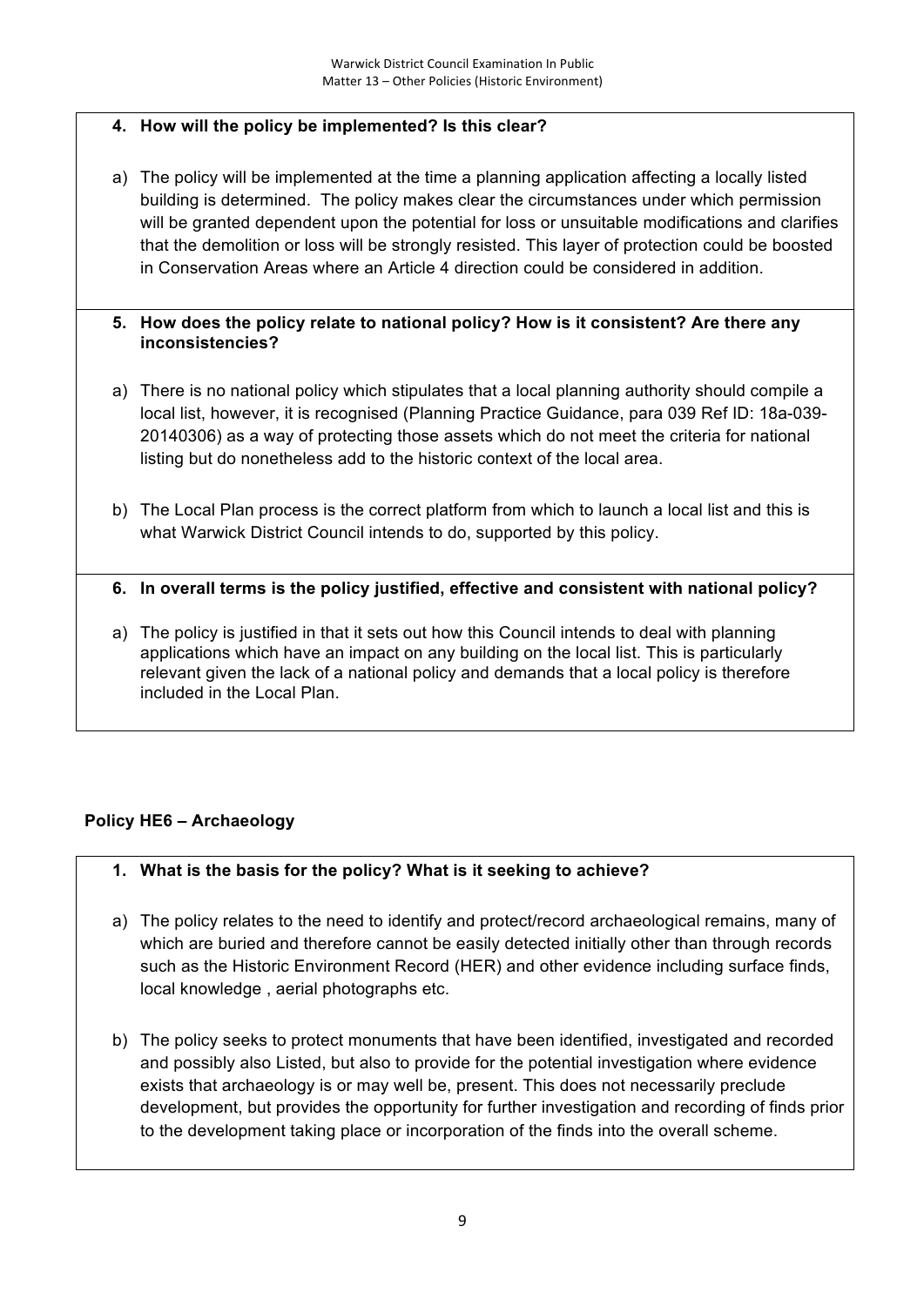**4. How will the policy be implemented? Is this clear?**

a) The policy will be implemented at the time a planning application affecting a locally listed building is determined. The policy makes clear the circumstances under which permission will be granted dependent upon the potential for loss or unsuitable modifications and clarifies that the demolition or loss will be strongly resisted. This layer of protection could be boosted in Conservation Areas where an Article 4 direction could be considered in addition.

**5. How does the policy relate to national policy? How is it consistent? Are there any inconsistencies?**

a) There is no national policy which stipulates that a local planning authority should compile a local list, however, it is recognised (Planning Practice Guidance, para 039 Ref ID: 18a-039-20140306) as a way of protecting those assets which do not meet the criteria for national listing but do nonetheless add to the historic context of the local area.

b) The Local Plan process is the correct platform from which to launch a local list and this is what Warwick District Council intends to do, supported by this policy.

**6. In overall terms is the policy justified, effective and consistent with national policy?**

a) The policy is justified in that it sets out how this Council intends to deal with planning applications which have an impact on any building on the local list. This is particularly relevant given the lack of a national policy and demands that a local policy is therefore included in the Local Plan.

## Policy HE6 – Archaeology

**1. What is the basis for the policy? What is it seeking to achieve?**

a) The policy relates to the need to identify and protect/record archaeological remains, many of which are buried and therefore cannot be easily detected initially other than through records such as the Historic Environment Record (HER) and other evidence including surface finds, local knowledge , aerial photographs etc.

b) The policy seeks to protect monuments that have been identified, investigated and recorded and possibly also Listed, but also to provide for the potential investigation where evidence exists that archaeology is or may well be, present. This does not necessarily preclude development, but provides the opportunity for further investigation and recording of finds prior to the development taking place or incorporation of the finds into the overall scheme.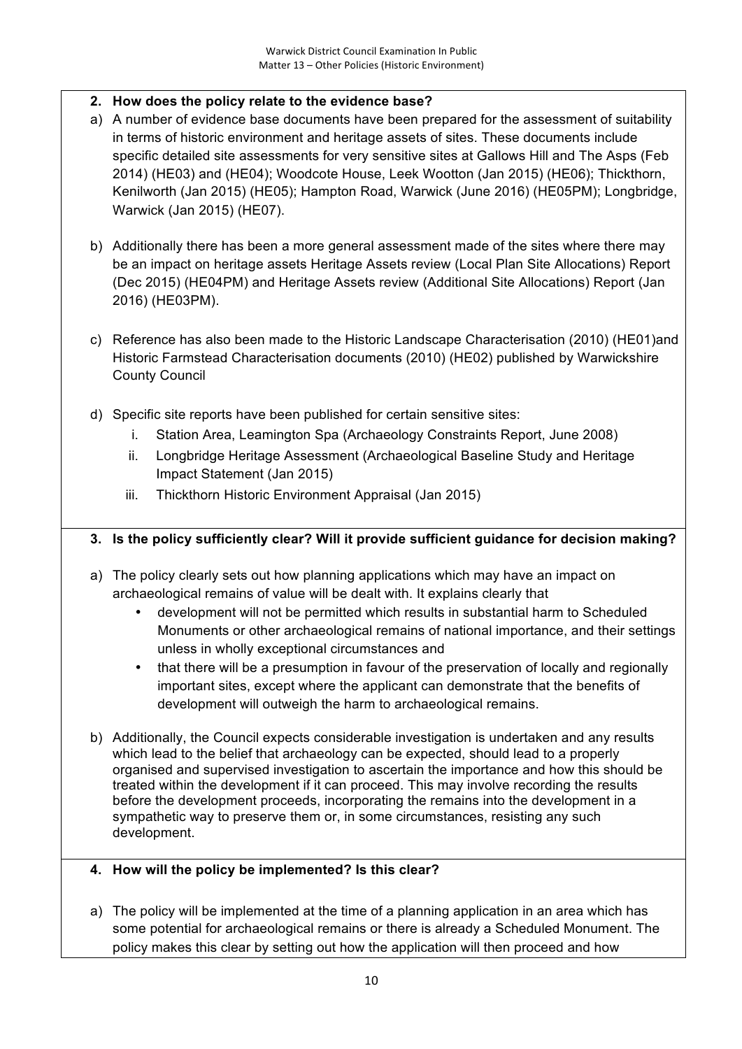**2. How does the policy relate to the evidence base?**

a) A number of evidence base documents have been prepared for the assessment of suitability in terms of historic environment and heritage assets of sites. These documents include specific detailed site assessments for very sensitive sites at Gallows Hill and The Asps (Feb 2014) (HE03) and (HE04); Woodcote House, Leek Wootton (Jan 2015) (HE06); Thickthorn, Kenilworth (Jan 2015) (HE05); Hampton Road, Warwick (June 2016) (HE05PM); Longbridge, Warwick (Jan 2015) (HE07).

b) Additionally there has been a more general assessment made of the sites where there may be an impact on heritage assets Heritage Assets review (Local Plan Site Allocations) Report (Dec 2015) (HE04PM) and Heritage Assets review (Additional Site Allocations) Report (Jan 2016) (HE03PM).

c) Reference has also been made to the Historic Landscape Characterisation (2010) (HE01)and Historic Farmstead Characterisation documents (2010) (HE02) published by Warwickshire County Council

d) Specific site reports have been published for certain sensitive sites:
   i. Station Area, Leamington Spa (Archaeology Constraints Report, June 2008)
   ii. Longbridge Heritage Assessment (Archaeological Baseline Study and Heritage Impact Statement (Jan 2015)
   iii. Thickthorn Historic Environment Appraisal (Jan 2015)

**3. Is the policy sufficiently clear? Will it provide sufficient guidance for decision making?**

a) The policy clearly sets out how planning applications which may have an impact on archaeological remains of value will be dealt with. It explains clearly that
   - development will not be permitted which results in substantial harm to Scheduled Monuments or other archaeological remains of national importance, and their settings unless in wholly exceptional circumstances and
   - that there will be a presumption in favour of the preservation of locally and regionally important sites, except where the applicant can demonstrate that the benefits of development will outweigh the harm to archaeological remains.

b) Additionally, the Council expects considerable investigation is undertaken and any results which lead to the belief that archaeology can be expected, should lead to a properly organised and supervised investigation to ascertain the importance and how this should be treated within the development if it can proceed. This may involve recording the results before the development proceeds, incorporating the remains into the development in a sympathetic way to preserve them or, in some circumstances, resisting any such development.

**4. How will the policy be implemented? Is this clear?**

a) The policy will be implemented at the time of a planning application in an area which has some potential for archaeological remains or there is already a Scheduled Monument. The policy makes this clear by setting out how the application will then proceed and how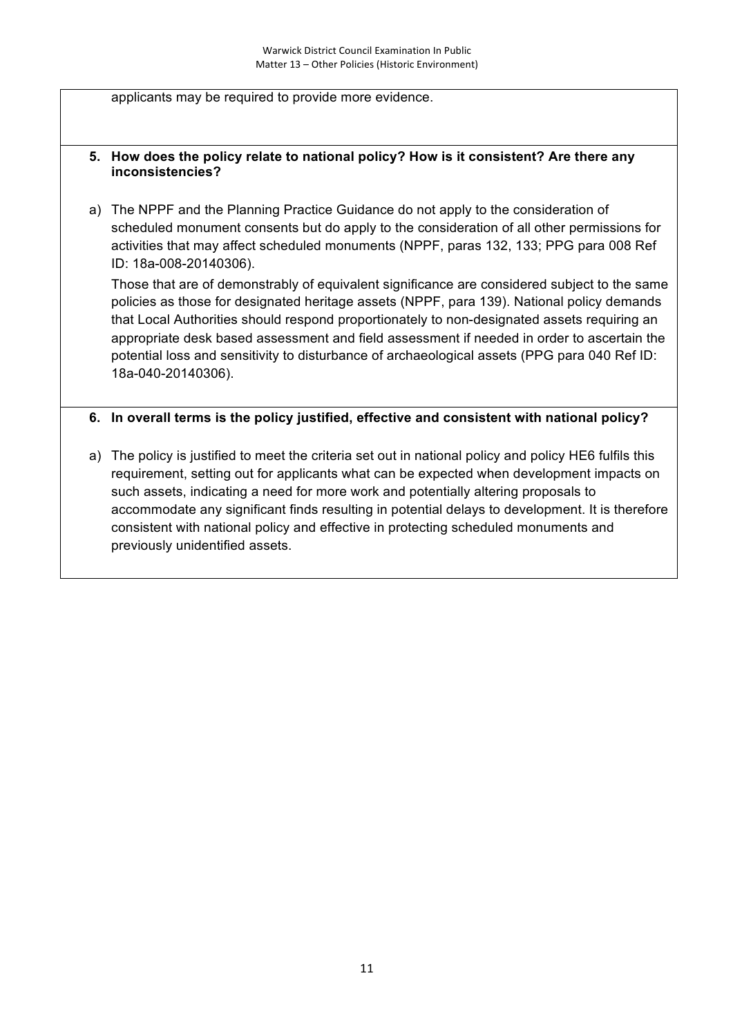applicants may be required to provide more evidence.

**5. How does the policy relate to national policy? How is it consistent? Are there any inconsistencies?**

a) The NPPF and the Planning Practice Guidance do not apply to the consideration of scheduled monument consents but do apply to the consideration of all other permissions for activities that may affect scheduled monuments (NPPF, paras 132, 133; PPG para 008 Ref ID: 18a-008-20140306).

Those that are of demonstrably of equivalent significance are considered subject to the same policies as those for designated heritage assets (NPPF, para 139). National policy demands that Local Authorities should respond proportionately to non-designated assets requiring an appropriate desk based assessment and field assessment if needed in order to ascertain the potential loss and sensitivity to disturbance of archaeological assets (PPG para 040 Ref ID: 18a-040-20140306).

**6. In overall terms is the policy justified, effective and consistent with national policy?**

a) The policy is justified to meet the criteria set out in national policy and policy HE6 fulfils this requirement, setting out for applicants what can be expected when development impacts on such assets, indicating a need for more work and potentially altering proposals to accommodate any significant finds resulting in potential delays to development. It is therefore consistent with national policy and effective in protecting scheduled monuments and previously unidentified assets.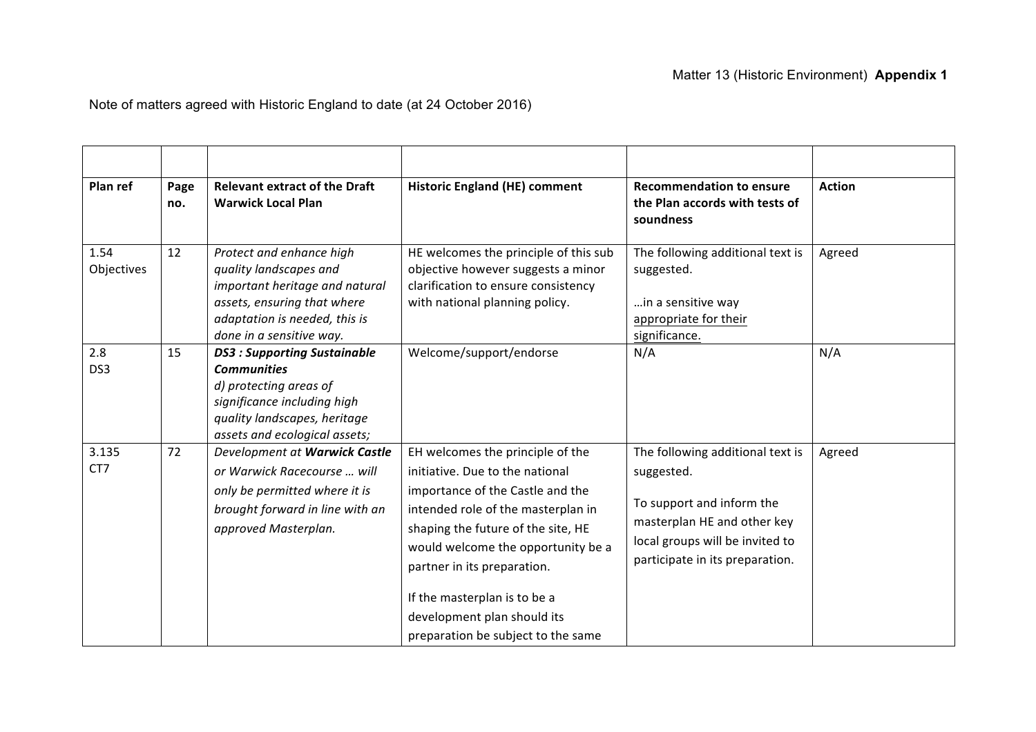Matter 13 (Historic Environment) **Appendix 1**

Note of matters agreed with Historic England to date (at 24 October 2016)

| | | | | | |
|---|---|---|---|---|---|
| **Plan ref** | **Page no.** | **Relevant extract of the Draft Warwick Local Plan** | **Historic England (HE) comment** | **Recommendation to ensure the Plan accords with tests of soundness** | **Action** |
| 1.54 Objectives | 12 | *Protect and enhance high quality landscapes and important heritage and natural assets, ensuring that where adaptation is needed, this is done in a sensitive way.* | HE welcomes the principle of this sub objective however suggests a minor clarification to ensure consistency with national planning policy. | The following additional text is suggested.<br><br>…in a sensitive way <u>appropriate for their significance.</u> | Agreed |
| 2.8 DS3 | 15 | ***DS3 : Supporting Sustainable Communities***<br>*d) protecting areas of significance including high quality landscapes, heritage assets and ecological assets;* | Welcome/support/endorse | N/A | N/A |
| 3.135 CT7 | 72 | *Development at **Warwick Castle** or Warwick Racecourse … will only be permitted where it is brought forward in line with an approved Masterplan.* | EH welcomes the principle of the initiative. Due to the national importance of the Castle and the intended role of the masterplan in shaping the future of the site, HE would welcome the opportunity be a partner in its preparation.<br><br>If the masterplan is to be a development plan should its preparation be subject to the same | The following additional text is suggested.<br><br>To support and inform the masterplan HE and other key local groups will be invited to participate in its preparation. | Agreed |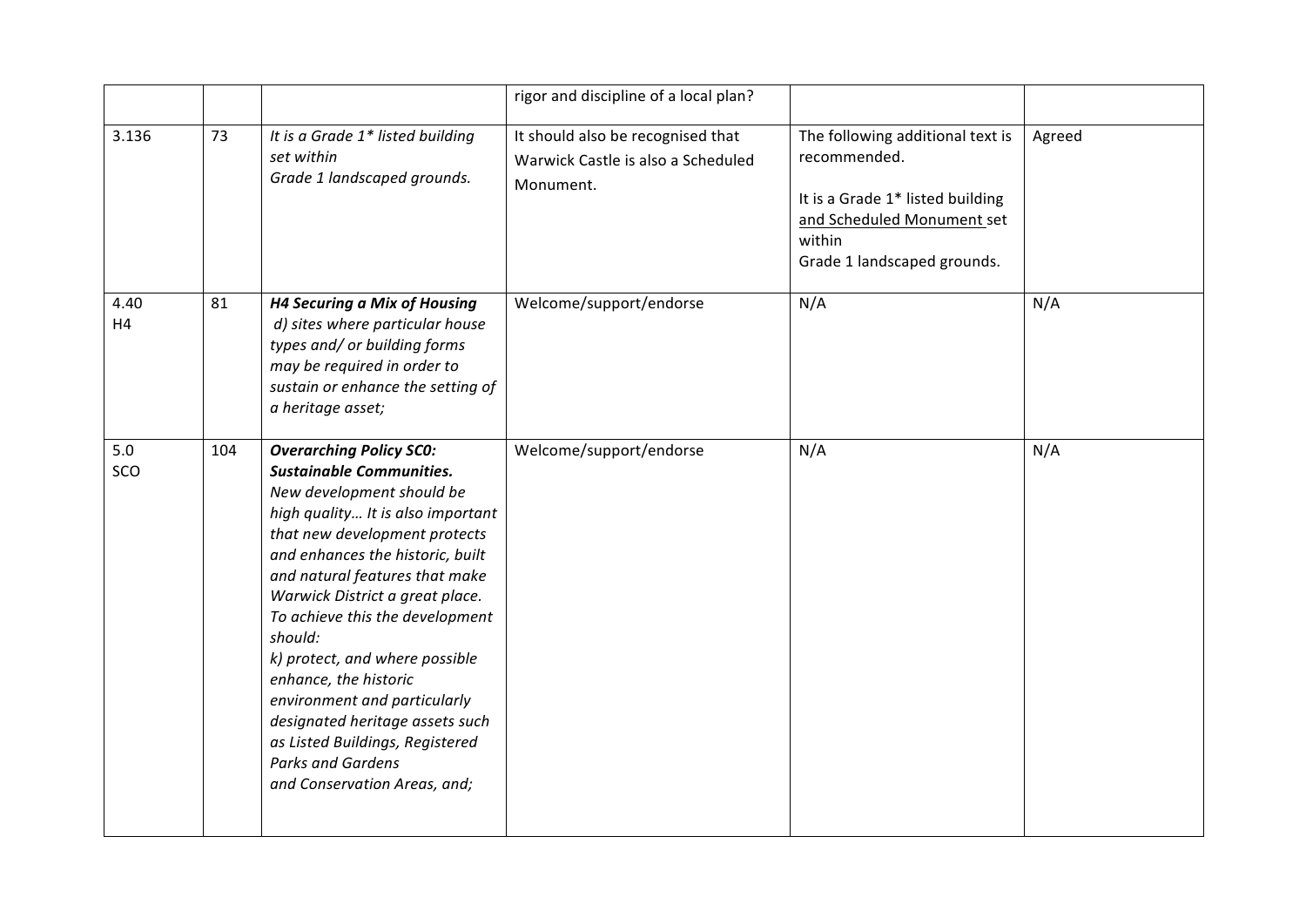| | | | rigor and discipline of a local plan? | | |
|---|---|---|---|---|---|
| 3.136 | 73 | *It is a Grade 1\* listed building set within Grade 1 landscaped grounds.* | It should also be recognised that Warwick Castle is also a Scheduled Monument. | The following additional text is recommended.<br><br>It is a Grade 1* listed building <u>and Scheduled Monument</u> set within Grade 1 landscaped grounds. | Agreed |
| 4.40<br>H4 | 81 | ***H4 Securing a Mix of Housing***<br>*d) sites where particular house types and/ or building forms may be required in order to sustain or enhance the setting of a heritage asset;* | Welcome/support/endorse | N/A | N/A |
| 5.0<br>SCO | 104 | ***Overarching Policy SC0: Sustainable Communities.***<br>*New development should be high quality… It is also important that new development protects and enhances the historic, built and natural features that make Warwick District a great place. To achieve this the development should:*<br>*k) protect, and where possible enhance, the historic environment and particularly designated heritage assets such as Listed Buildings, Registered Parks and Gardens and Conservation Areas, and;* | Welcome/support/endorse | N/A | N/A |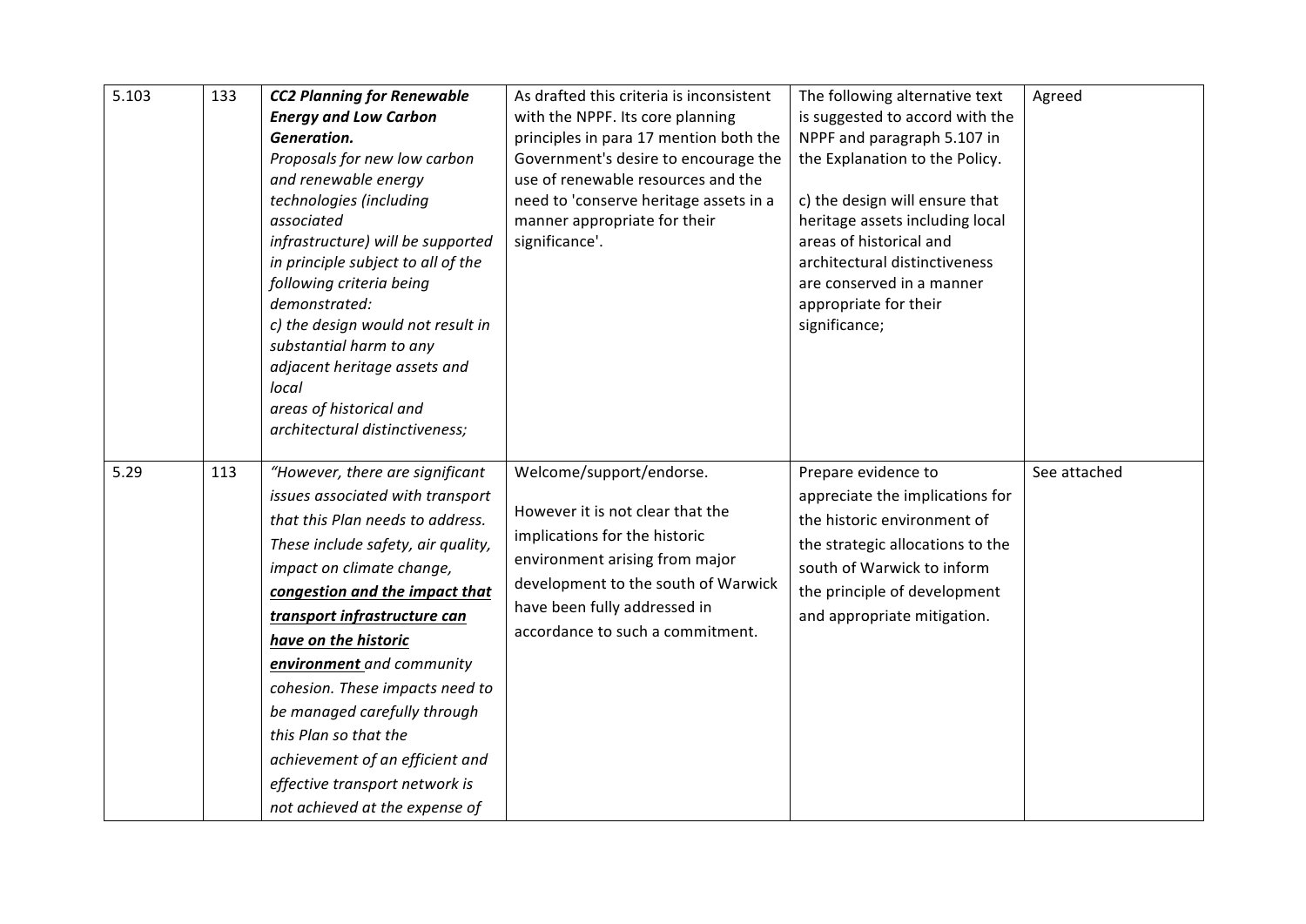| 5.103 | 133 | ***CC2 Planning for Renewable Energy and Low Carbon Generation.*** *Proposals for new low carbon and renewable energy technologies (including associated infrastructure) will be supported in principle subject to all of the following criteria being demonstrated:* *c) the design would not result in substantial harm to any adjacent heritage assets and local areas of historical and architectural distinctiveness;* | As drafted this criteria is inconsistent with the NPPF. Its core planning principles in para 17 mention both the Government's desire to encourage the use of renewable resources and the need to 'conserve heritage assets in a manner appropriate for their significance'. | The following alternative text is suggested to accord with the NPPF and paragraph 5.107 in the Explanation to the Policy.<br><br>c) the design will ensure that heritage assets including local areas of historical and architectural distinctiveness are conserved in a manner appropriate for their significance; | Agreed |
|---|---|---|---|---|---|
| 5.29 | 113 | *"However, there are significant issues associated with transport that this Plan needs to address. These include safety, air quality, impact on climate change,* ***congestion and the impact that transport infrastructure can have on the historic environment*** *and community cohesion. These impacts need to be managed carefully through this Plan so that the achievement of an efficient and effective transport network is not achieved at the expense of* | Welcome/support/endorse.<br><br>However it is not clear that the implications for the historic environment arising from major development to the south of Warwick have been fully addressed in accordance to such a commitment. | Prepare evidence to appreciate the implications for the historic environment of the strategic allocations to the south of Warwick to inform the principle of development and appropriate mitigation. | See attached |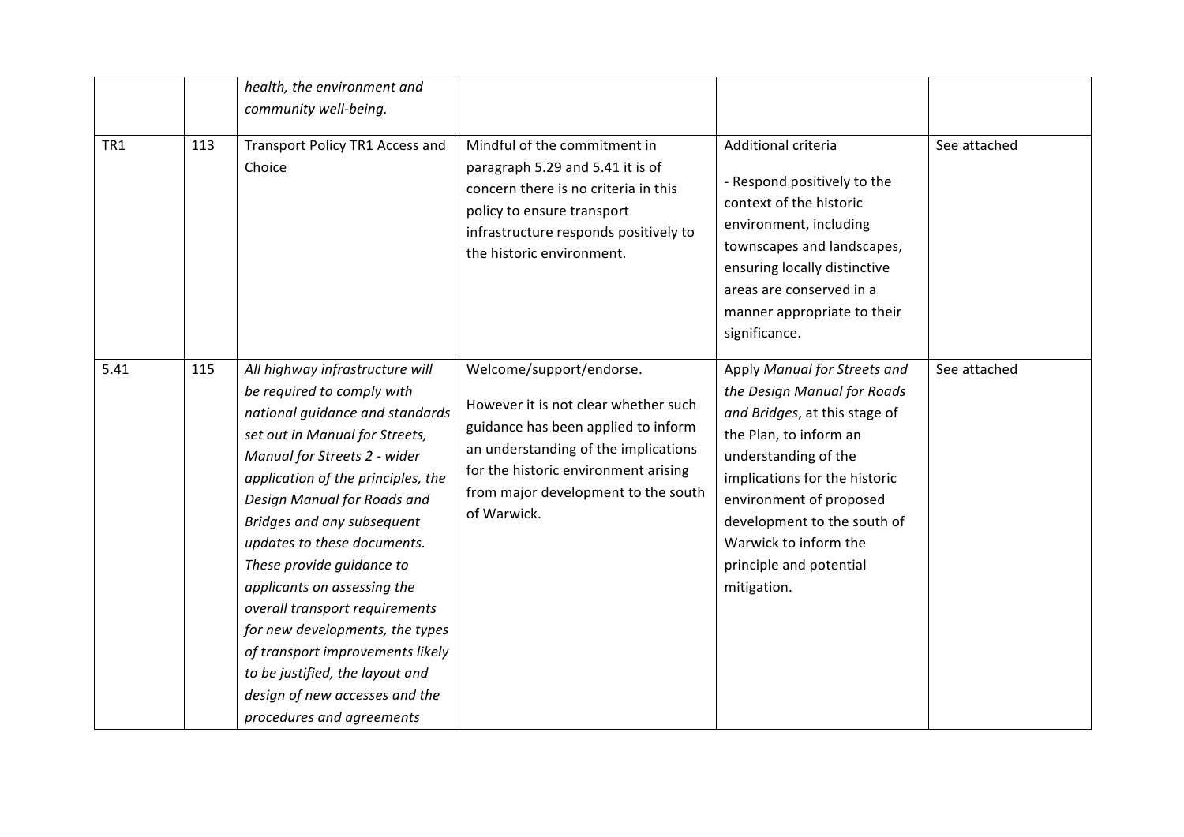| | | | | | |
|---|---|---|---|---|---|
| | | *health, the environment and community well-being.* | | | |
| TR1 | 113 | Transport Policy TR1 Access and Choice | Mindful of the commitment in paragraph 5.29 and 5.41 it is of concern there is no criteria in this policy to ensure transport infrastructure responds positively to the historic environment. | Additional criteria<br><br>- Respond positively to the context of the historic environment, including townscapes and landscapes, ensuring locally distinctive areas are conserved in a manner appropriate to their significance. | See attached |
| 5.41 | 115 | *All highway infrastructure will be required to comply with national guidance and standards set out in Manual for Streets, Manual for Streets 2 - wider application of the principles, the Design Manual for Roads and Bridges and any subsequent updates to these documents. These provide guidance to applicants on assessing the overall transport requirements for new developments, the types of transport improvements likely to be justified, the layout and design of new accesses and the procedures and agreements* | Welcome/support/endorse.<br><br>However it is not clear whether such guidance has been applied to inform an understanding of the implications for the historic environment arising from major development to the south of Warwick. | Apply *Manual for Streets and the Design Manual for Roads and Bridges*, at this stage of the Plan, to inform an understanding of the implications for the historic environment of proposed development to the south of Warwick to inform the principle and potential mitigation. | See attached |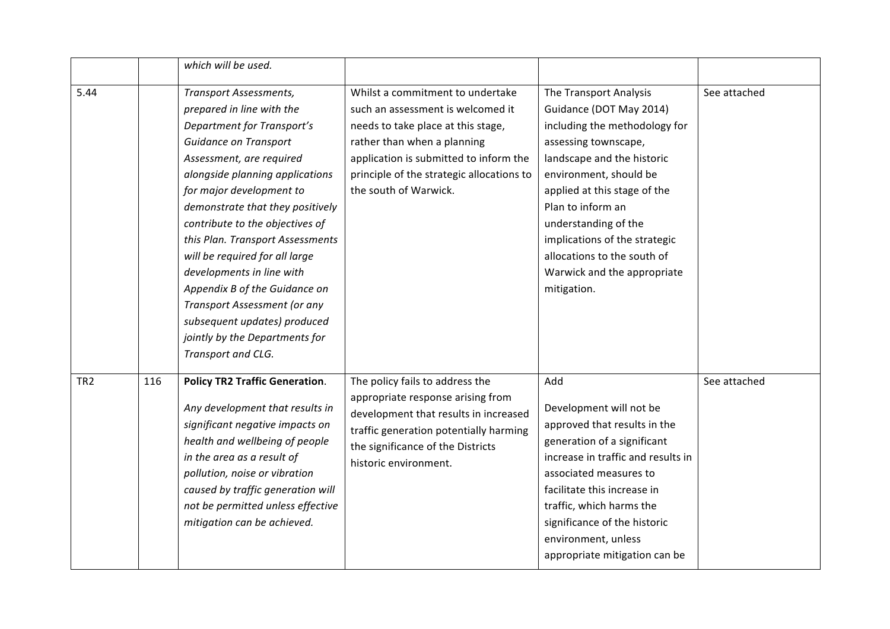| | | | | | |
|---|---|---|---|---|---|
| | | *which will be used.* | | | |
| 5.44 | | *Transport Assessments, prepared in line with the Department for Transport's Guidance on Transport Assessment, are required alongside planning applications for major development to demonstrate that they positively contribute to the objectives of this Plan. Transport Assessments will be required for all large developments in line with Appendix B of the Guidance on Transport Assessment (or any subsequent updates) produced jointly by the Departments for Transport and CLG.* | Whilst a commitment to undertake such an assessment is welcomed it needs to take place at this stage, rather than when a planning application is submitted to inform the principle of the strategic allocations to the south of Warwick. | The Transport Analysis Guidance (DOT May 2014) including the methodology for assessing townscape, landscape and the historic environment, should be applied at this stage of the Plan to inform an understanding of the implications of the strategic allocations to the south of Warwick and the appropriate mitigation. | See attached |
| TR2 | 116 | **Policy TR2 Traffic Generation**.<br><br>*Any development that results in significant negative impacts on health and wellbeing of people in the area as a result of pollution, noise or vibration caused by traffic generation will not be permitted unless effective mitigation can be achieved.* | The policy fails to address the appropriate response arising from development that results in increased traffic generation potentially harming the significance of the Districts historic environment. | Add<br><br>Development will not be approved that results in the generation of a significant increase in traffic and results in associated measures to facilitate this increase in traffic, which harms the significance of the historic environment, unless appropriate mitigation can be | See attached |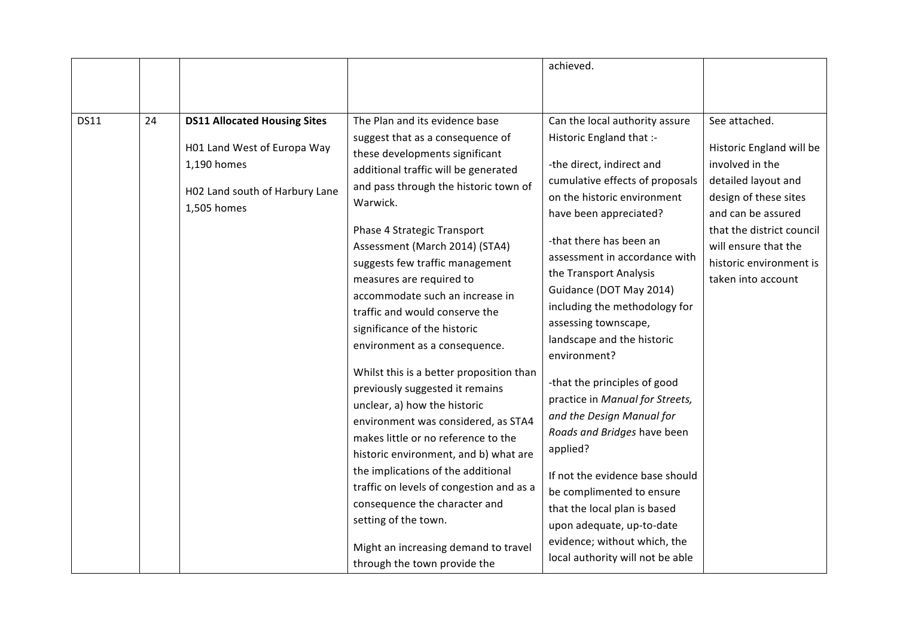| | | | | achieved. | |
|---|---|---|---|---|---|
| DS11 | 24 | **DS11 Allocated Housing Sites**<br><br>H01 Land West of Europa Way 1,190 homes<br><br>H02 Land south of Harbury Lane 1,505 homes | The Plan and its evidence base suggest that as a consequence of these developments significant additional traffic will be generated and pass through the historic town of Warwick.<br><br>Phase 4 Strategic Transport Assessment (March 2014) (STA4) suggests few traffic management measures are required to accommodate such an increase in traffic and would conserve the significance of the historic environment as a consequence.<br><br>Whilst this is a better proposition than previously suggested it remains unclear, a) how the historic environment was considered, as STA4 makes little or no reference to the historic environment, and b) what are the implications of the additional traffic on levels of congestion and as a consequence the character and setting of the town.<br><br>Might an increasing demand to travel through the town provide the | Can the local authority assure Historic England that :-<br><br>-the direct, indirect and cumulative effects of proposals on the historic environment have been appreciated?<br><br>-that there has been an assessment in accordance with the Transport Analysis Guidance (DOT May 2014) including the methodology for assessing townscape, landscape and the historic environment?<br><br>-that the principles of good practice in *Manual for Streets, and the Design Manual for Roads and Bridges* have been applied?<br><br>If not the evidence base should be complimented to ensure that the local plan is based upon adequate, up-to-date evidence; without which, the local authority will not be able | See attached.<br><br>Historic England will be involved in the detailed layout and design of these sites and can be assured that the district council will ensure that the historic environment is taken into account |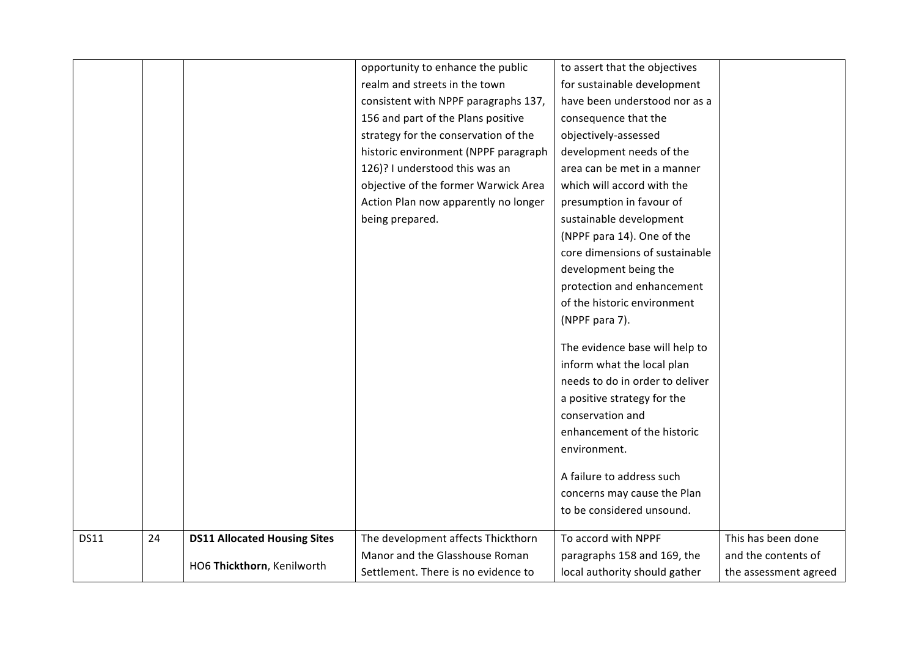|  |  |  | opportunity to enhance the public realm and streets in the town consistent with NPPF paragraphs 137, 156 and part of the Plans positive strategy for the conservation of the historic environment (NPPF paragraph 126)? I understood this was an objective of the former Warwick Area Action Plan now apparently no longer being prepared. | to assert that the objectives for sustainable development have been understood nor as a consequence that the objectively-assessed development needs of the area can be met in a manner which will accord with the presumption in favour of sustainable development (NPPF para 14). One of the core dimensions of sustainable development being the protection and enhancement of the historic environment (NPPF para 7).<br><br>The evidence base will help to inform what the local plan needs to do in order to deliver a positive strategy for the conservation and enhancement of the historic environment.<br><br>A failure to address such concerns may cause the Plan to be considered unsound. |  |
|---|---|---|---|---|---|
| DS11 | 24 | **DS11 Allocated Housing Sites**<br><br>HO6 **Thickthorn**, Kenilworth | The development affects Thickthorn Manor and the Glasshouse Roman Settlement. There is no evidence to | To accord with NPPF paragraphs 158 and 169, the local authority should gather | This has been done and the contents of the assessment agreed |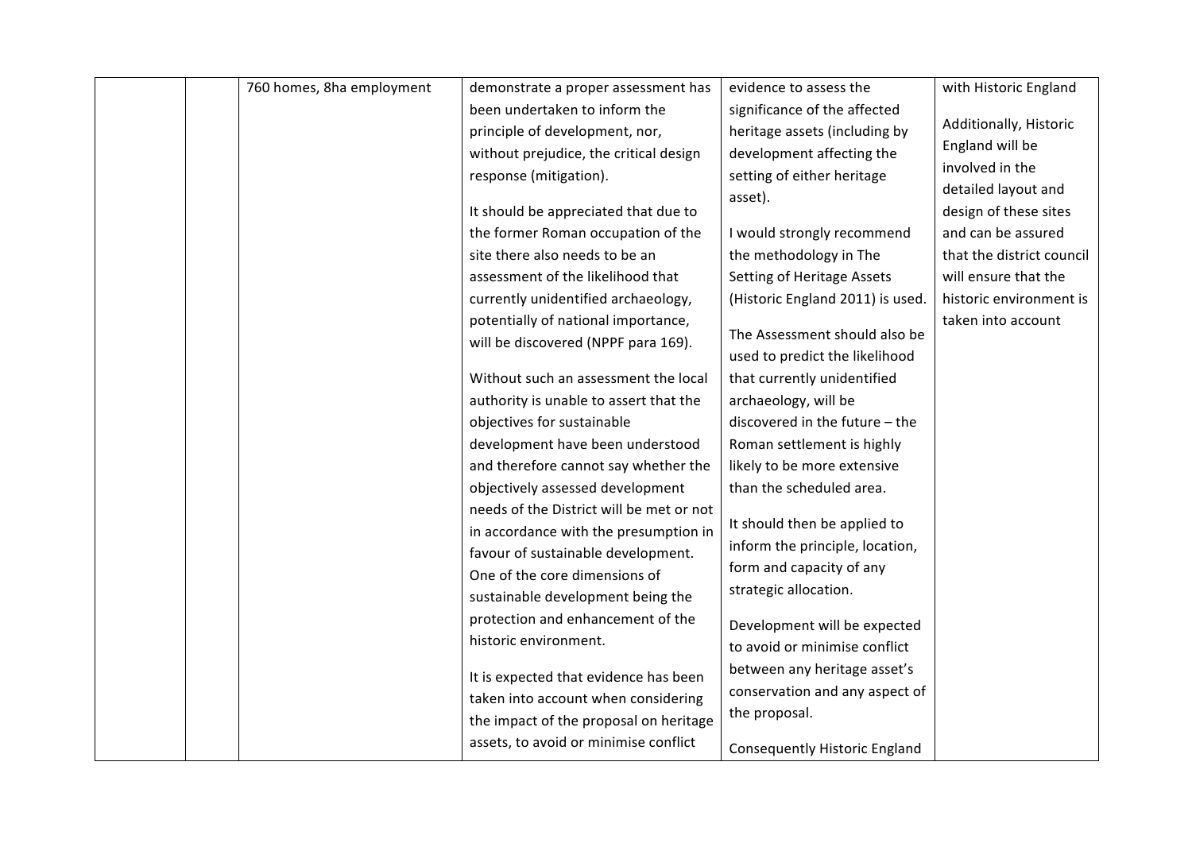|  |  | 760 homes, 8ha employment | demonstrate a proper assessment has been undertaken to inform the principle of development, nor, without prejudice, the critical design response (mitigation).<br><br>It should be appreciated that due to the former Roman occupation of the site there also needs to be an assessment of the likelihood that currently unidentified archaeology, potentially of national importance, will be discovered (NPPF para 169).<br><br>Without such an assessment the local authority is unable to assert that the objectives for sustainable development have been understood and therefore cannot say whether the objectively assessed development needs of the District will be met or not in accordance with the presumption in favour of sustainable development. One of the core dimensions of sustainable development being the protection and enhancement of the historic environment.<br><br>It is expected that evidence has been taken into account when considering the impact of the proposal on heritage assets, to avoid or minimise conflict | evidence to assess the significance of the affected heritage assets (including by development affecting the setting of either heritage asset).<br><br>I would strongly recommend the methodology in The Setting of Heritage Assets (Historic England 2011) is used.<br><br>The Assessment should also be used to predict the likelihood that currently unidentified archaeology, will be discovered in the future – the Roman settlement is highly likely to be more extensive than the scheduled area.<br><br>It should then be applied to inform the principle, location, form and capacity of any strategic allocation.<br><br>Development will be expected to avoid or minimise conflict between any heritage asset's conservation and any aspect of the proposal.<br><br>Consequently Historic England | with Historic England<br><br>Additionally, Historic England will be involved in the detailed layout and design of these sites and can be assured that the district council will ensure that the historic environment is taken into account |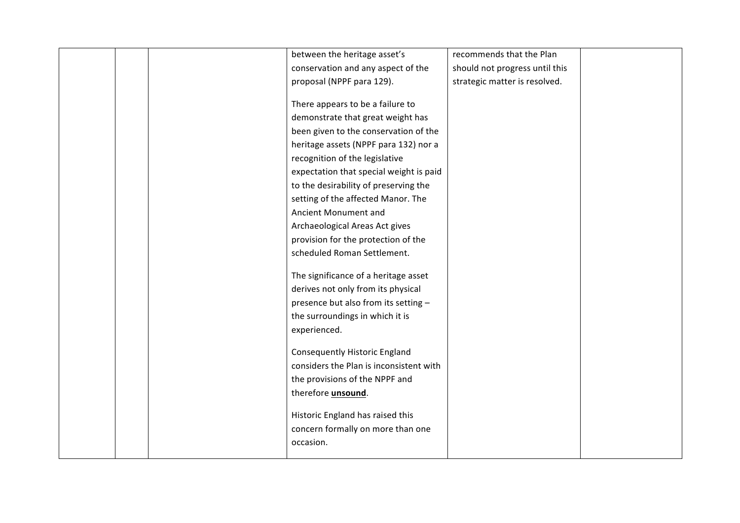|  |  |  |  |  |  |
|---|---|---|---|---|---|
|  |  |  | between the heritage asset's conservation and any aspect of the proposal (NPPF para 129).<br><br>There appears to be a failure to demonstrate that great weight has been given to the conservation of the heritage assets (NPPF para 132) nor a recognition of the legislative expectation that special weight is paid to the desirability of preserving the setting of the affected Manor. The Ancient Monument and Archaeological Areas Act gives provision for the protection of the scheduled Roman Settlement.<br><br>The significance of a heritage asset derives not only from its physical presence but also from its setting – the surroundings in which it is experienced.<br><br>Consequently Historic England considers the Plan is inconsistent with the provisions of the NPPF and therefore **<u>unsound</u>**.<br><br>Historic England has raised this concern formally on more than one occasion. | recommends that the Plan should not progress until this strategic matter is resolved. |  |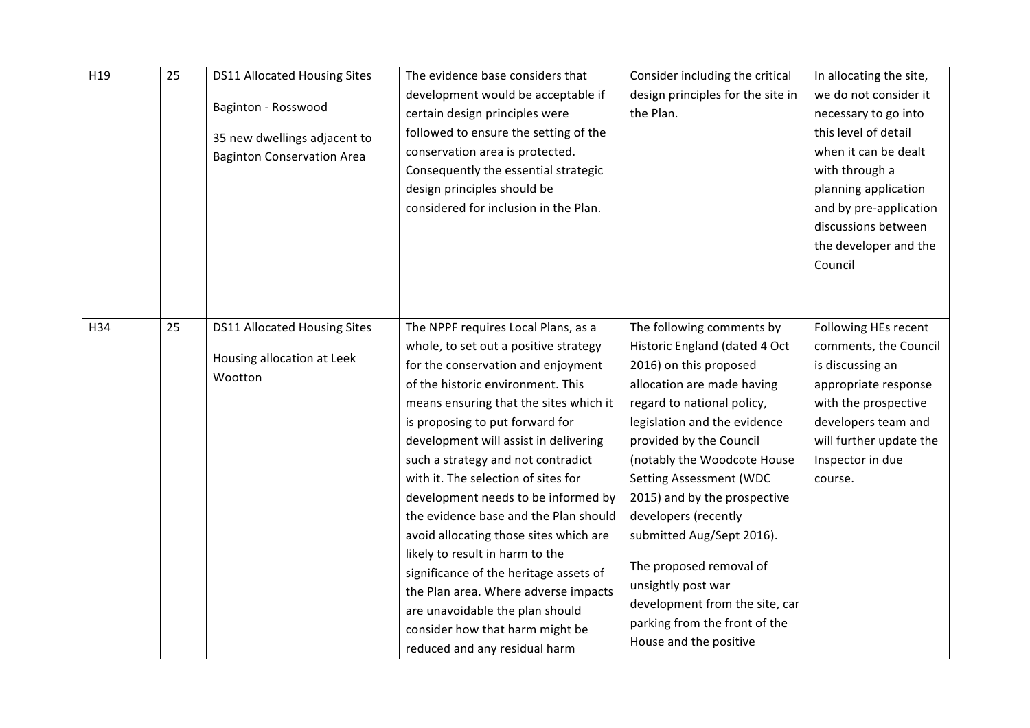| | | | | | |
|---|---|---|---|---|---|
| H19 | 25 | DS11 Allocated Housing Sites<br><br>Baginton - Rosswood<br><br>35 new dwellings adjacent to Baginton Conservation Area | The evidence base considers that development would be acceptable if certain design principles were followed to ensure the setting of the conservation area is protected. Consequently the essential strategic design principles should be considered for inclusion in the Plan. | Consider including the critical design principles for the site in the Plan. | In allocating the site, we do not consider it necessary to go into this level of detail when it can be dealt with through a planning application and by pre-application discussions between the developer and the Council |
| H34 | 25 | DS11 Allocated Housing Sites<br><br>Housing allocation at Leek Wootton | The NPPF requires Local Plans, as a whole, to set out a positive strategy for the conservation and enjoyment of the historic environment. This means ensuring that the sites which it is proposing to put forward for development will assist in delivering such a strategy and not contradict with it. The selection of sites for development needs to be informed by the evidence base and the Plan should avoid allocating those sites which are likely to result in harm to the significance of the heritage assets of the Plan area. Where adverse impacts are unavoidable the plan should consider how that harm might be reduced and any residual harm | The following comments by Historic England (dated 4 Oct 2016) on this proposed allocation are made having regard to national policy, legislation and the evidence provided by the Council (notably the Woodcote House Setting Assessment (WDC 2015) and by the prospective developers (recently submitted Aug/Sept 2016).<br><br>The proposed removal of unsightly post war development from the site, car parking from the front of the House and the positive | Following HEs recent comments, the Council is discussing an appropriate response with the prospective developers team and will further update the Inspector in due course. |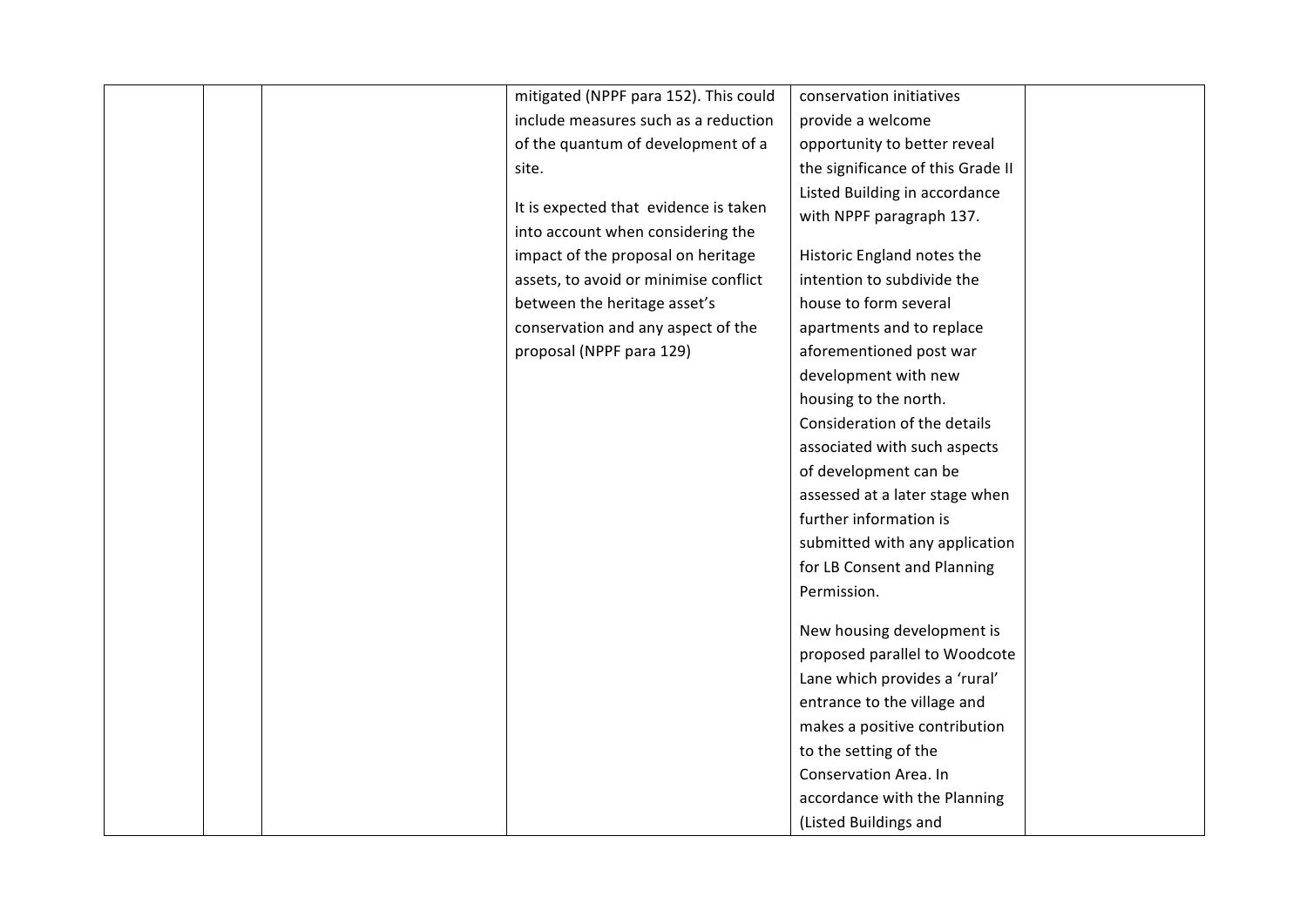|  |  |  | mitigated (NPPF para 152). This could include measures such as a reduction of the quantum of development of a site.<br><br>It is expected that evidence is taken into account when considering the impact of the proposal on heritage assets, to avoid or minimise conflict between the heritage asset's conservation and any aspect of the proposal (NPPF para 129) | conservation initiatives provide a welcome opportunity to better reveal the significance of this Grade II Listed Building in accordance with NPPF paragraph 137.<br><br>Historic England notes the intention to subdivide the house to form several apartments and to replace aforementioned post war development with new housing to the north. Consideration of the details associated with such aspects of development can be assessed at a later stage when further information is submitted with any application for LB Consent and Planning Permission.<br><br>New housing development is proposed parallel to Woodcote Lane which provides a 'rural' entrance to the village and makes a positive contribution to the setting of the Conservation Area. In accordance with the Planning (Listed Buildings and |  |
|---|---|---|---|---|---|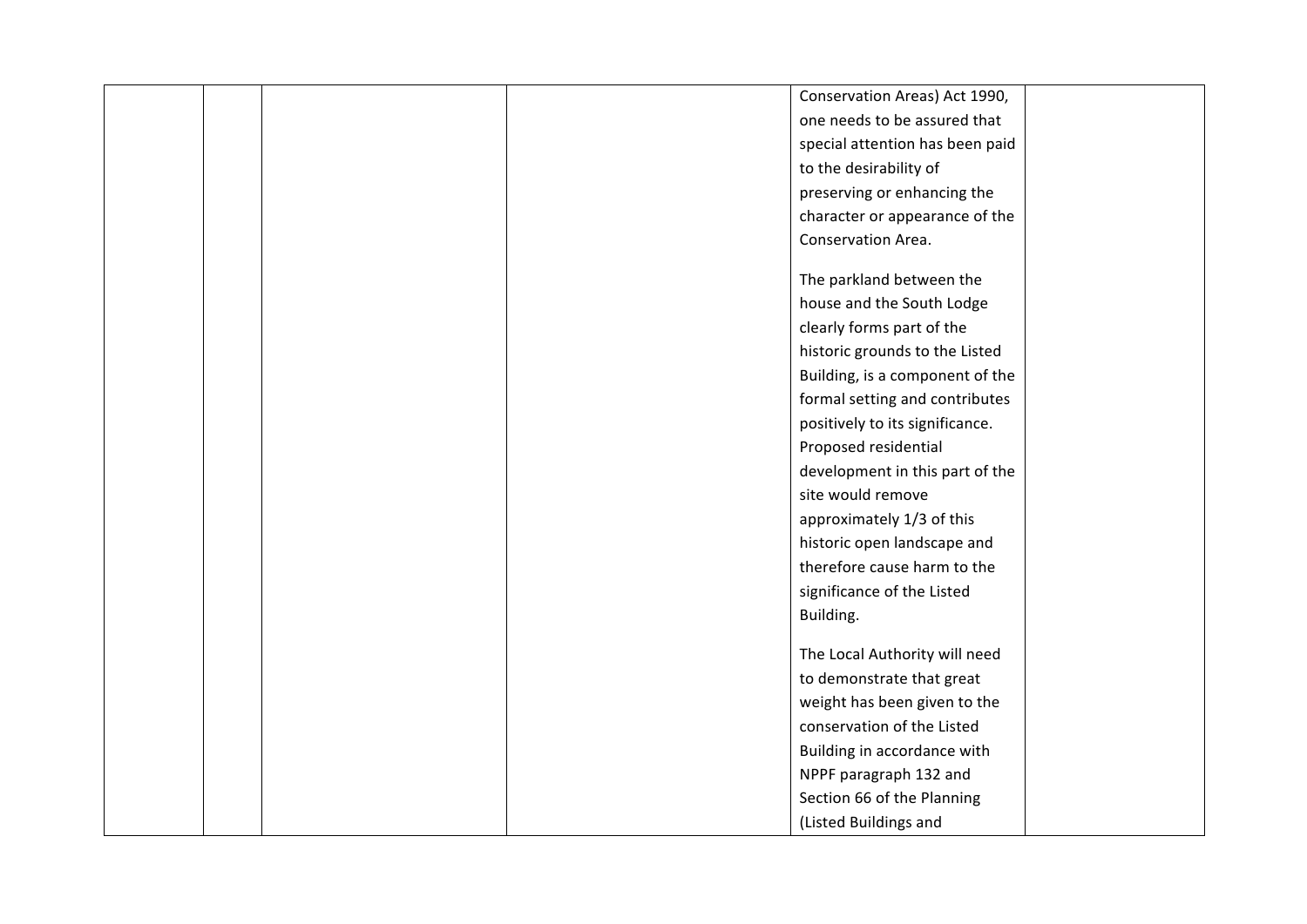|  |  |  |  |  |  |
|---|---|---|---|---|---|
|  |  |  |  | Conservation Areas) Act 1990, one needs to be assured that special attention has been paid to the desirability of preserving or enhancing the character or appearance of the Conservation Area.<br><br>The parkland between the house and the South Lodge clearly forms part of the historic grounds to the Listed Building, is a component of the formal setting and contributes positively to its significance. Proposed residential development in this part of the site would remove approximately 1/3 of this historic open landscape and therefore cause harm to the significance of the Listed Building.<br><br>The Local Authority will need to demonstrate that great weight has been given to the conservation of the Listed Building in accordance with NPPF paragraph 132 and Section 66 of the Planning (Listed Buildings and |  |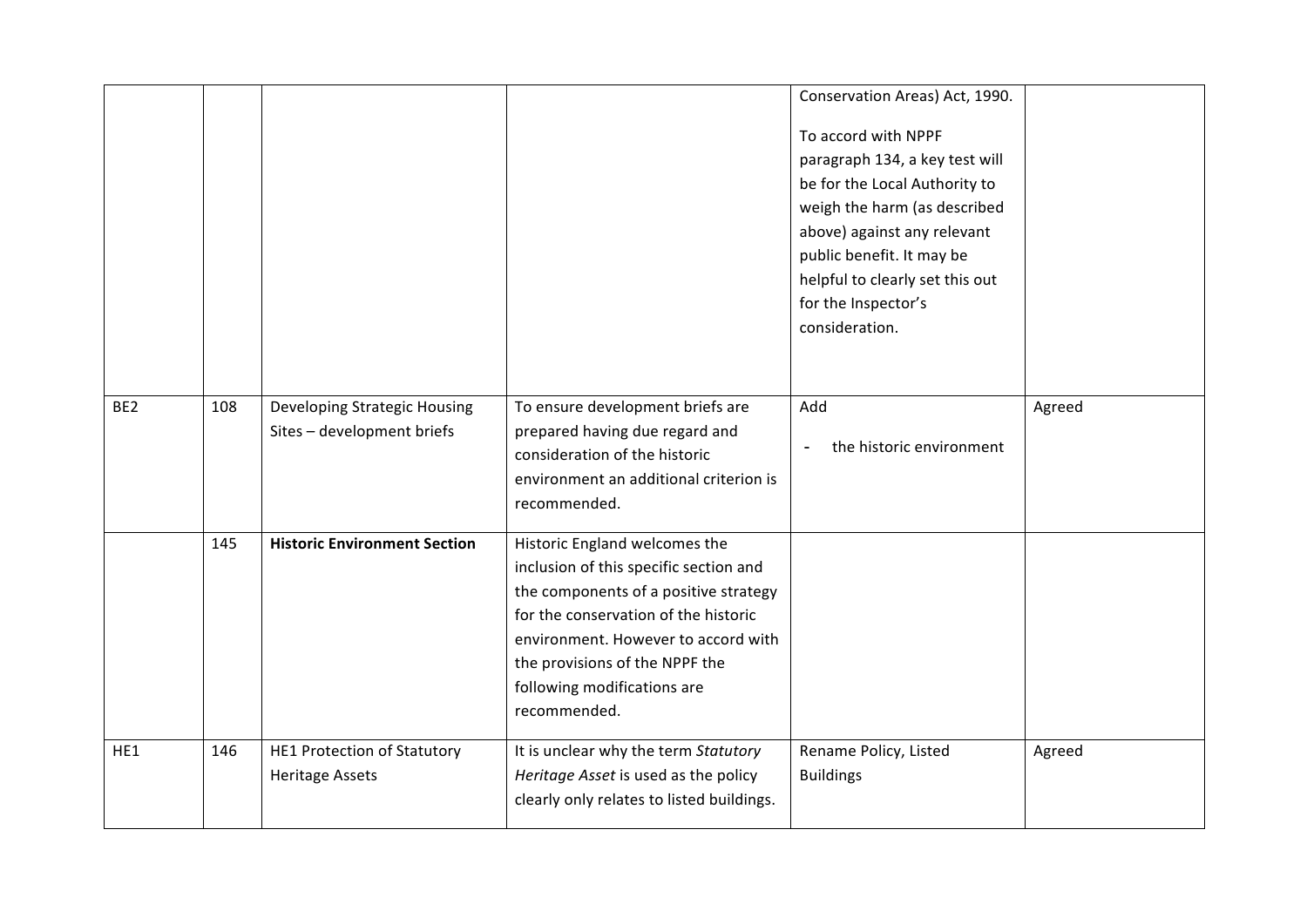|  |  |  |  |  |  |
|---|---|---|---|---|---|
|  |  |  |  | Conservation Areas) Act, 1990.<br><br>To accord with NPPF paragraph 134, a key test will be for the Local Authority to weigh the harm (as described above) against any relevant public benefit. It may be helpful to clearly set this out for the Inspector's consideration. |  |
| BE2 | 108 | Developing Strategic Housing Sites – development briefs | To ensure development briefs are prepared having due regard and consideration of the historic environment an additional criterion is recommended. | Add<br><br>- the historic environment | Agreed |
|  | 145 | **Historic Environment Section** | Historic England welcomes the inclusion of this specific section and the components of a positive strategy for the conservation of the historic environment. However to accord with the provisions of the NPPF the following modifications are recommended. |  |  |
| HE1 | 146 | HE1 Protection of Statutory Heritage Assets | It is unclear why the term *Statutory Heritage Asset* is used as the policy clearly only relates to listed buildings. | Rename Policy, Listed Buildings | Agreed |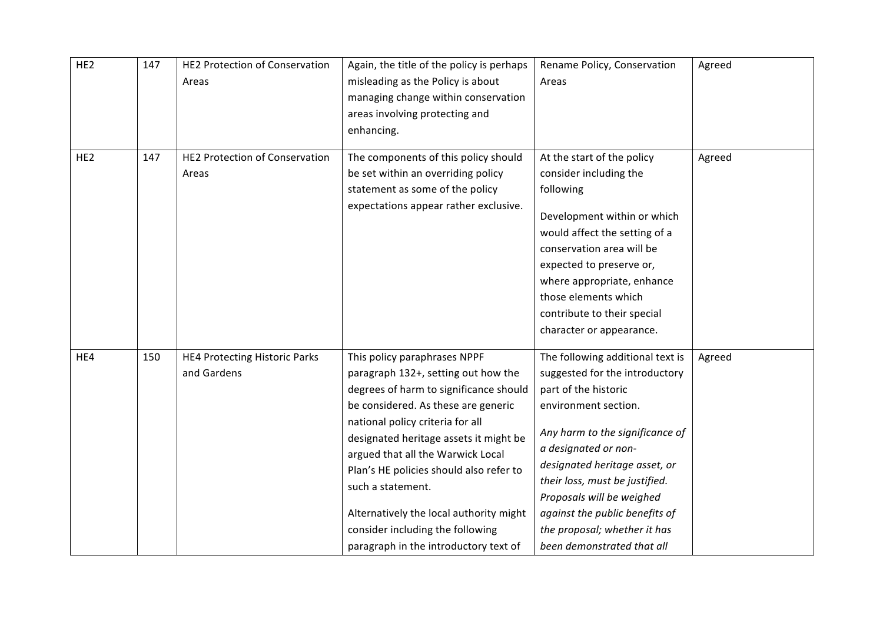| HE2 | 147 | HE2 Protection of Conservation Areas | Again, the title of the policy is perhaps misleading as the Policy is about managing change within conservation areas involving protecting and enhancing. | Rename Policy, Conservation Areas | Agreed |
|---|---|---|---|---|---|
| HE2 | 147 | HE2 Protection of Conservation Areas | The components of this policy should be set within an overriding policy statement as some of the policy expectations appear rather exclusive. | At the start of the policy consider including the following<br><br>Development within or which would affect the setting of a conservation area will be expected to preserve or, where appropriate, enhance those elements which contribute to their special character or appearance. | Agreed |
| HE4 | 150 | HE4 Protecting Historic Parks and Gardens | This policy paraphrases NPPF paragraph 132+, setting out how the degrees of harm to significance should be considered. As these are generic national policy criteria for all designated heritage assets it might be argued that all the Warwick Local Plan's HE policies should also refer to such a statement.<br><br>Alternatively the local authority might consider including the following paragraph in the introductory text of | The following additional text is suggested for the introductory part of the historic environment section.<br><br>*Any harm to the significance of a designated or non-designated heritage asset, or their loss, must be justified. Proposals will be weighed against the public benefits of the proposal; whether it has been demonstrated that all* | Agreed |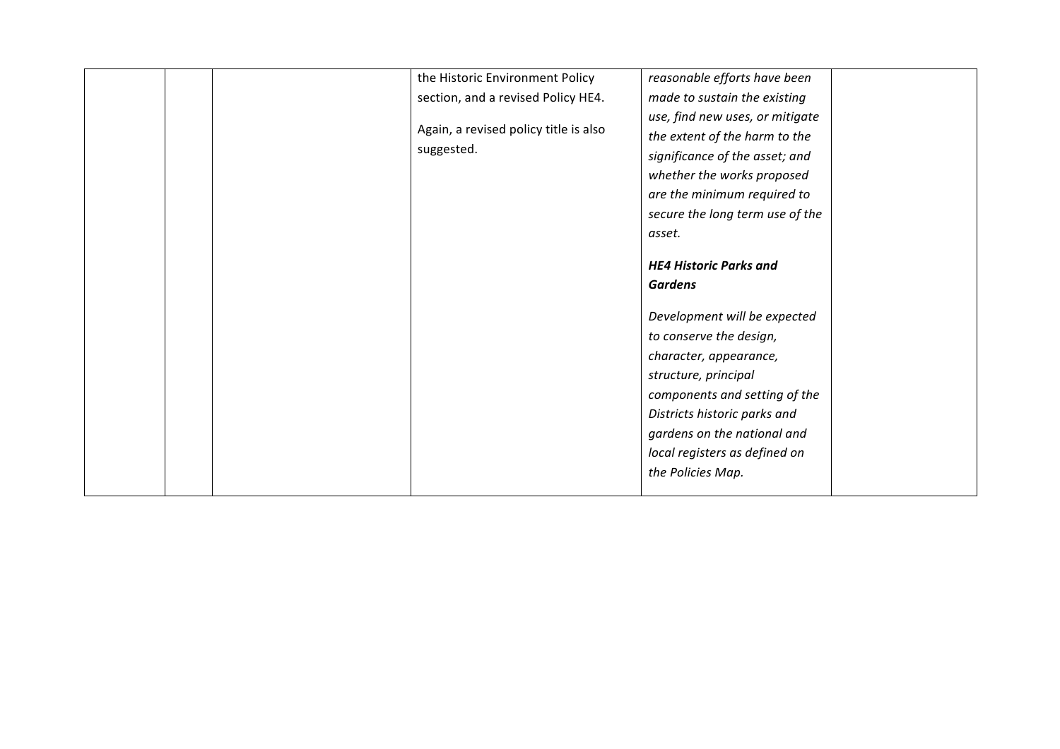|  |  |  | the Historic Environment Policy section, and a revised Policy HE4.<br><br>Again, a revised policy title is also suggested. | *reasonable efforts have been made to sustain the existing use, find new uses, or mitigate the extent of the harm to the significance of the asset; and whether the works proposed are the minimum required to secure the long term use of the asset.*<br><br>***HE4 Historic Parks and Gardens***<br><br>*Development will be expected to conserve the design, character, appearance, structure, principal components and setting of the Districts historic parks and gardens on the national and local registers as defined on the Policies Map.* |  |
|---|---|---|---|---|---|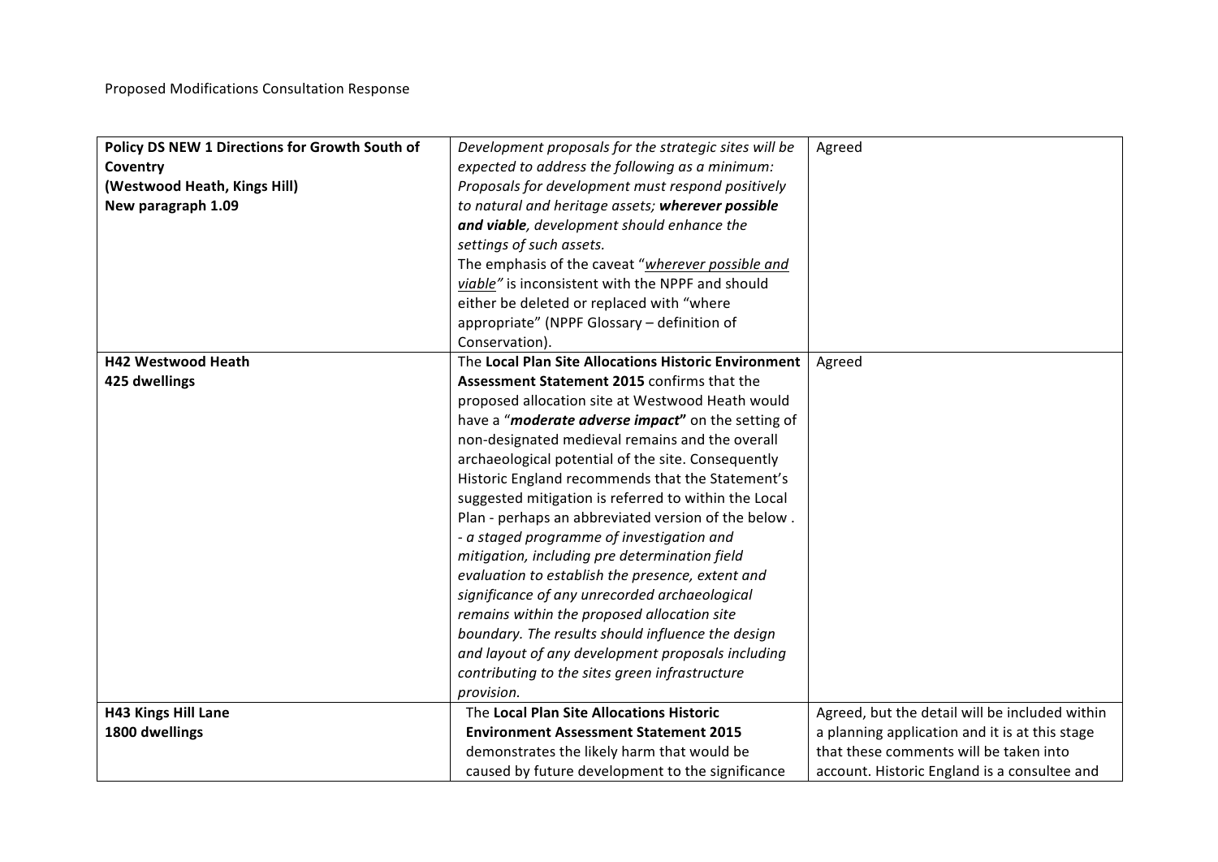Proposed Modifications Consultation Response

| | | |
|---|---|---|
| **Policy DS NEW 1 Directions for Growth South of Coventry**<br>**(Westwood Heath, Kings Hill)**<br>**New paragraph 1.09** | *Development proposals for the strategic sites will be expected to address the following as a minimum: Proposals for development must respond positively to natural and heritage assets;* ***wherever possible and viable****, development should enhance the settings of such assets.*<br>The emphasis of the caveat "*<u>wherever possible and viable</u>*" is inconsistent with the NPPF and should either be deleted or replaced with "where appropriate" (NPPF Glossary – definition of Conservation). | Agreed |
| **H42 Westwood Heath**<br>**425 dwellings** | The **Local Plan Site Allocations Historic Environment Assessment Statement 2015** confirms that the proposed allocation site at Westwood Heath would have a "***moderate adverse impact*"** on the setting of non-designated medieval remains and the overall archaeological potential of the site. Consequently Historic England recommends that the Statement's suggested mitigation is referred to within the Local Plan - perhaps an abbreviated version of the below .<br>*- a staged programme of investigation and mitigation, including pre determination field evaluation to establish the presence, extent and significance of any unrecorded archaeological remains within the proposed allocation site boundary. The results should influence the design and layout of any development proposals including contributing to the sites green infrastructure provision.* | Agreed |
| **H43 Kings Hill Lane**<br>**1800 dwellings** | The **Local Plan Site Allocations Historic Environment Assessment Statement 2015** demonstrates the likely harm that would be caused by future development to the significance | Agreed, but the detail will be included within a planning application and it is at this stage that these comments will be taken into account. Historic England is a consultee and |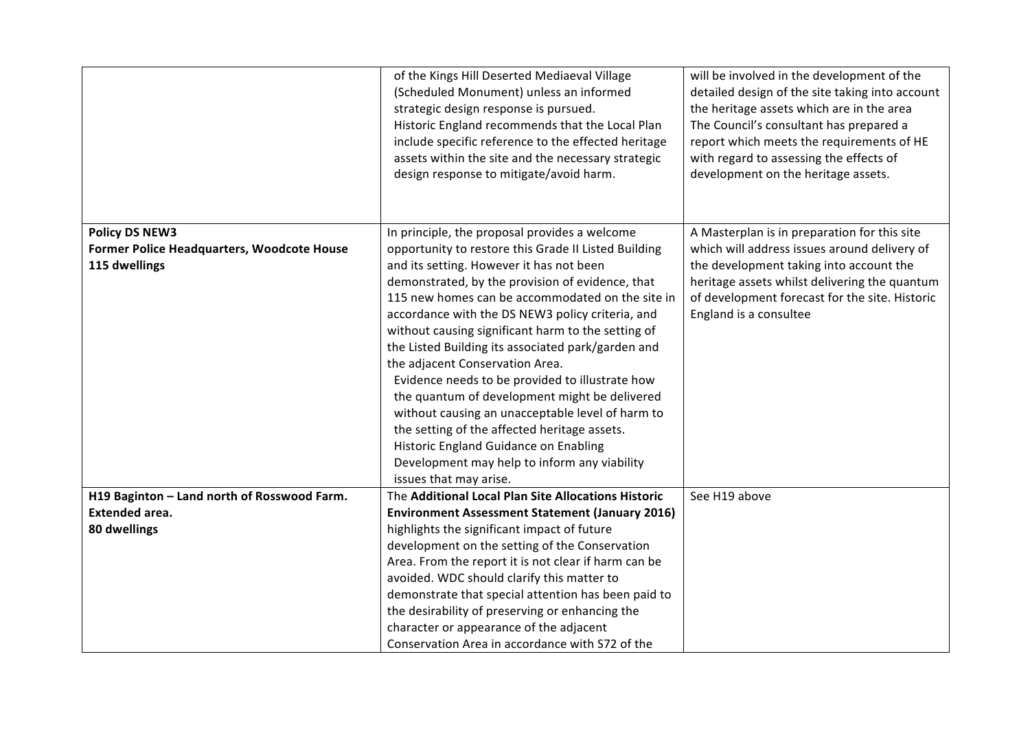| | | |
|---|---|---|
| | of the Kings Hill Deserted Mediaeval Village (Scheduled Monument) unless an informed strategic design response is pursued.<br>Historic England recommends that the Local Plan include specific reference to the effected heritage assets within the site and the necessary strategic design response to mitigate/avoid harm. | will be involved in the development of the detailed design of the site taking into account the heritage assets which are in the area<br>The Council's consultant has prepared a report which meets the requirements of HE with regard to assessing the effects of development on the heritage assets. |
| **Policy DS NEW3**<br>**Former Police Headquarters, Woodcote House**<br>**115 dwellings** | In principle, the proposal provides a welcome opportunity to restore this Grade II Listed Building and its setting. However it has not been demonstrated, by the provision of evidence, that 115 new homes can be accommodated on the site in accordance with the DS NEW3 policy criteria, and without causing significant harm to the setting of the Listed Building its associated park/garden and the adjacent Conservation Area.<br>Evidence needs to be provided to illustrate how the quantum of development might be delivered without causing an unacceptable level of harm to the setting of the affected heritage assets.<br>Historic England Guidance on Enabling Development may help to inform any viability issues that may arise. | A Masterplan is in preparation for this site which will address issues around delivery of the development taking into account the heritage assets whilst delivering the quantum of development forecast for the site. Historic England is a consultee |
| **H19 Baginton – Land north of Rosswood Farm.**<br>**Extended area.**<br>**80 dwellings** | The **Additional Local Plan Site Allocations Historic Environment Assessment Statement (January 2016)** highlights the significant impact of future development on the setting of the Conservation Area. From the report it is not clear if harm can be avoided. WDC should clarify this matter to demonstrate that special attention has been paid to the desirability of preserving or enhancing the character or appearance of the adjacent Conservation Area in accordance with S72 of the | See H19 above |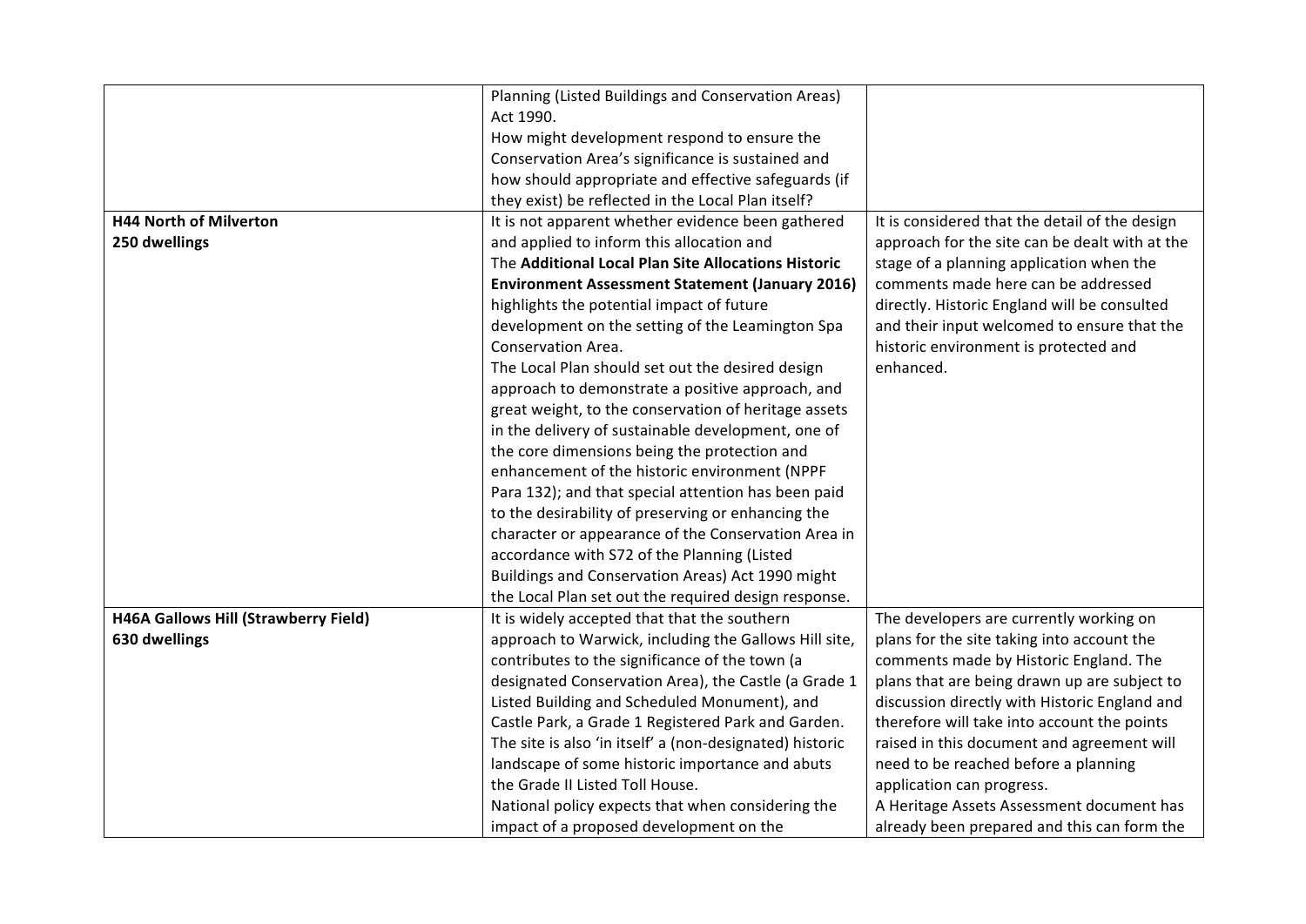| | | |
|---|---|---|
| | Planning (Listed Buildings and Conservation Areas) Act 1990.<br>How might development respond to ensure the Conservation Area's significance is sustained and how should appropriate and effective safeguards (if they exist) be reflected in the Local Plan itself? | |
| **H44 North of Milverton**<br>**250 dwellings** | It is not apparent whether evidence been gathered and applied to inform this allocation and<br>The **Additional Local Plan Site Allocations Historic Environment Assessment Statement (January 2016)** highlights the potential impact of future development on the setting of the Leamington Spa Conservation Area.<br>The Local Plan should set out the desired design approach to demonstrate a positive approach, and great weight, to the conservation of heritage assets in the delivery of sustainable development, one of the core dimensions being the protection and enhancement of the historic environment (NPPF Para 132); and that special attention has been paid to the desirability of preserving or enhancing the character or appearance of the Conservation Area in accordance with S72 of the Planning (Listed Buildings and Conservation Areas) Act 1990 might the Local Plan set out the required design response. | It is considered that the detail of the design approach for the site can be dealt with at the stage of a planning application when the comments made here can be addressed directly. Historic England will be consulted and their input welcomed to ensure that the historic environment is protected and enhanced. |
| **H46A Gallows Hill (Strawberry Field)**<br>**630 dwellings** | It is widely accepted that that the southern approach to Warwick, including the Gallows Hill site, contributes to the significance of the town (a designated Conservation Area), the Castle (a Grade 1 Listed Building and Scheduled Monument), and Castle Park, a Grade 1 Registered Park and Garden. The site is also 'in itself' a (non-designated) historic landscape of some historic importance and abuts the Grade II Listed Toll House.<br>National policy expects that when considering the impact of a proposed development on the | The developers are currently working on plans for the site taking into account the comments made by Historic England. The plans that are being drawn up are subject to discussion directly with Historic England and therefore will take into account the points raised in this document and agreement will need to be reached before a planning application can progress.<br>A Heritage Assets Assessment document has already been prepared and this can form the |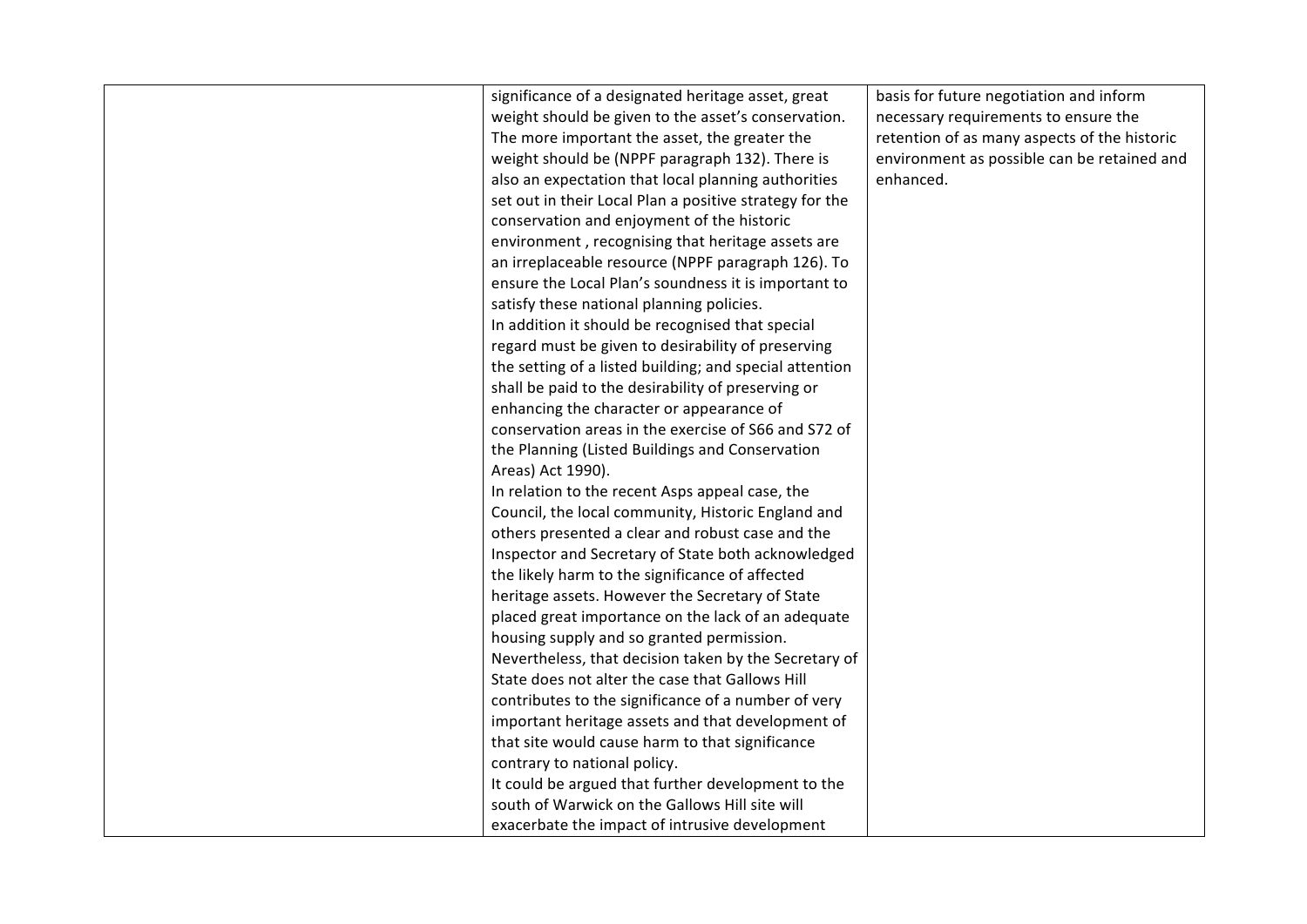|  |  |  |
|---|---|---|
|  | significance of a designated heritage asset, great weight should be given to the asset's conservation. The more important the asset, the greater the weight should be (NPPF paragraph 132). There is also an expectation that local planning authorities set out in their Local Plan a positive strategy for the conservation and enjoyment of the historic environment , recognising that heritage assets are an irreplaceable resource (NPPF paragraph 126). To ensure the Local Plan's soundness it is important to satisfy these national planning policies.<br>In addition it should be recognised that special regard must be given to desirability of preserving the setting of a listed building; and special attention shall be paid to the desirability of preserving or enhancing the character or appearance of conservation areas in the exercise of S66 and S72 of the Planning (Listed Buildings and Conservation Areas) Act 1990).<br>In relation to the recent Asps appeal case, the Council, the local community, Historic England and others presented a clear and robust case and the Inspector and Secretary of State both acknowledged the likely harm to the significance of affected heritage assets. However the Secretary of State placed great importance on the lack of an adequate housing supply and so granted permission.<br>Nevertheless, that decision taken by the Secretary of State does not alter the case that Gallows Hill contributes to the significance of a number of very important heritage assets and that development of that site would cause harm to that significance contrary to national policy.<br>It could be argued that further development to the south of Warwick on the Gallows Hill site will exacerbate the impact of intrusive development | basis for future negotiation and inform necessary requirements to ensure the retention of as many aspects of the historic environment as possible can be retained and enhanced. |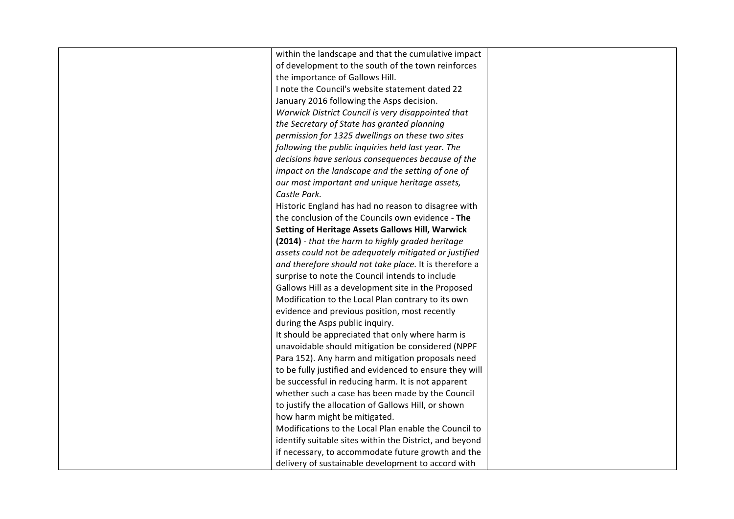| | | |
|---|---|---|
| | within the landscape and that the cumulative impact of development to the south of the town reinforces the importance of Gallows Hill.<br>I note the Council's website statement dated 22 January 2016 following the Asps decision.<br>*Warwick District Council is very disappointed that the Secretary of State has granted planning permission for 1325 dwellings on these two sites following the public inquiries held last year. The decisions have serious consequences because of the impact on the landscape and the setting of one of our most important and unique heritage assets, Castle Park.*<br>Historic England has had no reason to disagree with the conclusion of the Councils own evidence - **The Setting of Heritage Assets Gallows Hill, Warwick (2014)** - *that the harm to highly graded heritage assets could not be adequately mitigated or justified and therefore should not take place.* It is therefore a surprise to note the Council intends to include Gallows Hill as a development site in the Proposed Modification to the Local Plan contrary to its own evidence and previous position, most recently during the Asps public inquiry.<br>It should be appreciated that only where harm is unavoidable should mitigation be considered (NPPF Para 152). Any harm and mitigation proposals need to be fully justified and evidenced to ensure they will be successful in reducing harm. It is not apparent whether such a case has been made by the Council to justify the allocation of Gallows Hill, or shown how harm might be mitigated.<br>Modifications to the Local Plan enable the Council to identify suitable sites within the District, and beyond if necessary, to accommodate future growth and the delivery of sustainable development to accord with | |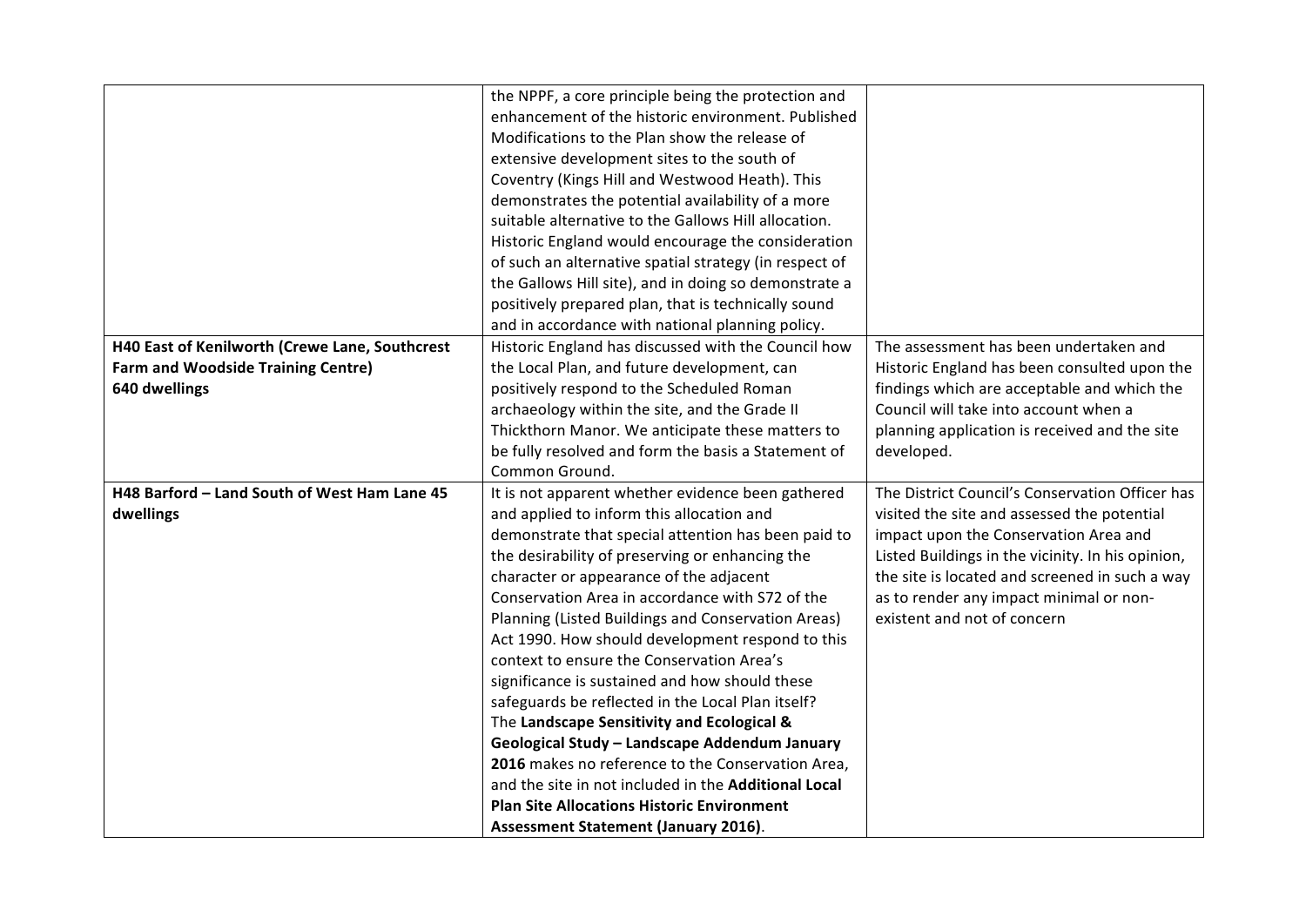| | | |
|---|---|---|
| | the NPPF, a core principle being the protection and enhancement of the historic environment. Published Modifications to the Plan show the release of extensive development sites to the south of Coventry (Kings Hill and Westwood Heath). This demonstrates the potential availability of a more suitable alternative to the Gallows Hill allocation. Historic England would encourage the consideration of such an alternative spatial strategy (in respect of the Gallows Hill site), and in doing so demonstrate a positively prepared plan, that is technically sound and in accordance with national planning policy. | |
| **H40 East of Kenilworth (Crewe Lane, Southcrest Farm and Woodside Training Centre) 640 dwellings** | Historic England has discussed with the Council how the Local Plan, and future development, can positively respond to the Scheduled Roman archaeology within the site, and the Grade II Thickthorn Manor. We anticipate these matters to be fully resolved and form the basis a Statement of Common Ground. | The assessment has been undertaken and Historic England has been consulted upon the findings which are acceptable and which the Council will take into account when a planning application is received and the site developed. |
| **H48 Barford – Land South of West Ham Lane 45 dwellings** | It is not apparent whether evidence been gathered and applied to inform this allocation and demonstrate that special attention has been paid to the desirability of preserving or enhancing the character or appearance of the adjacent Conservation Area in accordance with S72 of the Planning (Listed Buildings and Conservation Areas) Act 1990. How should development respond to this context to ensure the Conservation Area's significance is sustained and how should these safeguards be reflected in the Local Plan itself? The **Landscape Sensitivity and Ecological & Geological Study – Landscape Addendum January 2016** makes no reference to the Conservation Area, and the site in not included in the **Additional Local Plan Site Allocations Historic Environment Assessment Statement (January 2016)**. | The District Council's Conservation Officer has visited the site and assessed the potential impact upon the Conservation Area and Listed Buildings in the vicinity. In his opinion, the site is located and screened in such a way as to render any impact minimal or non-existent and not of concern |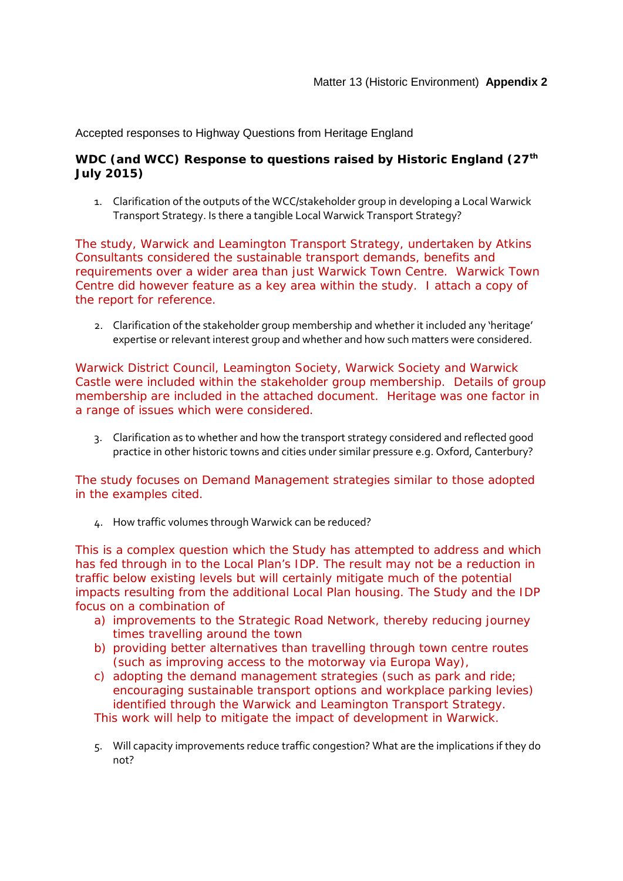Matter 13 (Historic Environment) **Appendix 2**

Accepted responses to Highway Questions from Heritage England

**WDC (and WCC) Response to questions raised by Historic England (27th July 2015)**

1. Clarification of the outputs of the WCC/stakeholder group in developing a Local Warwick Transport Strategy. Is there a tangible Local Warwick Transport Strategy?

The study, Warwick and Leamington Transport Strategy, undertaken by Atkins Consultants considered the sustainable transport demands, benefits and requirements over a wider area than just Warwick Town Centre. Warwick Town Centre did however feature as a key area within the study. I attach a copy of the report for reference.

2. Clarification of the stakeholder group membership and whether it included any 'heritage' expertise or relevant interest group and whether and how such matters were considered.

Warwick District Council, Leamington Society, Warwick Society and Warwick Castle were included within the stakeholder group membership. Details of group membership are included in the attached document. Heritage was one factor in a range of issues which were considered.

3. Clarification as to whether and how the transport strategy considered and reflected good practice in other historic towns and cities under similar pressure e.g. Oxford, Canterbury?

The study focuses on Demand Management strategies similar to those adopted in the examples cited.

4. How traffic volumes through Warwick can be reduced?

This is a complex question which the Study has attempted to address and which has fed through in to the Local Plan's IDP. The result may not be a reduction in traffic below existing levels but will certainly mitigate much of the potential impacts resulting from the additional Local Plan housing. The Study and the IDP focus on a combination of

a) improvements to the Strategic Road Network, thereby reducing journey times travelling around the town
b) providing better alternatives than travelling through town centre routes (such as improving access to the motorway via Europa Way),
c) adopting the demand management strategies (such as park and ride; encouraging sustainable transport options and workplace parking levies) identified through the Warwick and Leamington Transport Strategy.

This work will help to mitigate the impact of development in Warwick.

5. Will capacity improvements reduce traffic congestion? What are the implications if they do not?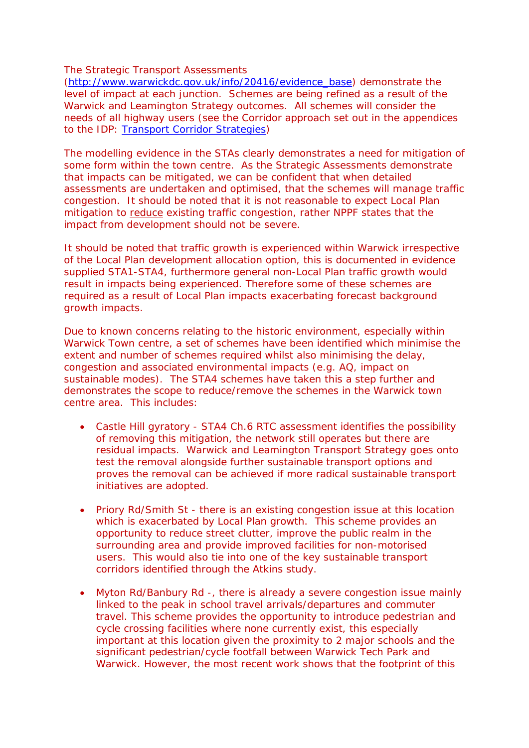The Strategic Transport Assessments (http://www.warwickdc.gov.uk/info/20416/evidence_base) demonstrate the level of impact at each junction. Schemes are being refined as a result of the Warwick and Leamington Strategy outcomes. All schemes will consider the needs of all highway users (see the Corridor approach set out in the appendices to the IDP: Transport Corridor Strategies)

The modelling evidence in the STAs clearly demonstrates a need for mitigation of some form within the town centre. As the Strategic Assessments demonstrate that impacts can be mitigated, we can be confident that when detailed assessments are undertaken and optimised, that the schemes will manage traffic congestion. It should be noted that it is not reasonable to expect Local Plan mitigation to reduce existing traffic congestion, rather NPPF states that the impact from development should not be severe.

It should be noted that traffic growth is experienced within Warwick irrespective of the Local Plan development allocation option, this is documented in evidence supplied STA1-STA4, furthermore general non-Local Plan traffic growth would result in impacts being experienced. Therefore some of these schemes are required as a result of Local Plan impacts exacerbating forecast background growth impacts.

Due to known concerns relating to the historic environment, especially within Warwick Town centre, a set of schemes have been identified which minimise the extent and number of schemes required whilst also minimising the delay, congestion and associated environmental impacts (e.g. AQ, impact on sustainable modes). The STA4 schemes have taken this a step further and demonstrates the scope to reduce/remove the schemes in the Warwick town centre area. This includes:

- Castle Hill gyratory - STA4 Ch.6 RTC assessment identifies the possibility of removing this mitigation, the network still operates but there are residual impacts. Warwick and Leamington Transport Strategy goes onto test the removal alongside further sustainable transport options and proves the removal can be achieved if more radical sustainable transport initiatives are adopted.

- Priory Rd/Smith St - there is an existing congestion issue at this location which is exacerbated by Local Plan growth. This scheme provides an opportunity to reduce street clutter, improve the public realm in the surrounding area and provide improved facilities for non-motorised users. This would also tie into one of the key sustainable transport corridors identified through the Atkins study.

- Myton Rd/Banbury Rd -, there is already a severe congestion issue mainly linked to the peak in school travel arrivals/departures and commuter travel. This scheme provides the opportunity to introduce pedestrian and cycle crossing facilities where none currently exist, this especially important at this location given the proximity to 2 major schools and the significant pedestrian/cycle footfall between Warwick Tech Park and Warwick. However, the most recent work shows that the footprint of this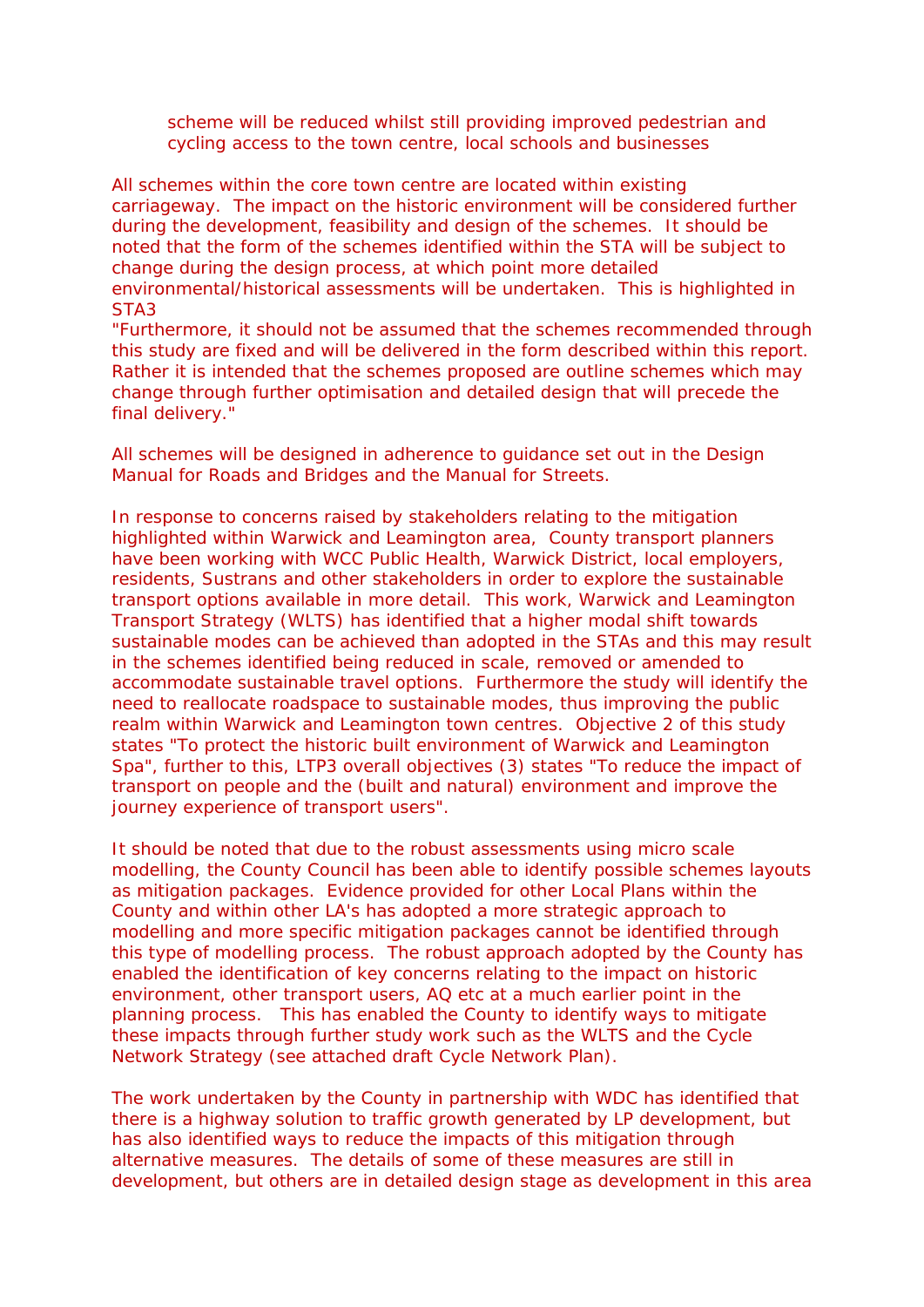scheme will be reduced whilst still providing improved pedestrian and cycling access to the town centre, local schools and businesses

All schemes within the core town centre are located within existing carriageway. The impact on the historic environment will be considered further during the development, feasibility and design of the schemes. It should be noted that the form of the schemes identified within the STA will be subject to change during the design process, at which point more detailed environmental/historical assessments will be undertaken. This is highlighted in STA3
"Furthermore, it should not be assumed that the schemes recommended through this study are fixed and will be delivered in the form described within this report. Rather it is intended that the schemes proposed are outline schemes which may change through further optimisation and detailed design that will precede the final delivery."

All schemes will be designed in adherence to guidance set out in the Design Manual for Roads and Bridges and the Manual for Streets.

In response to concerns raised by stakeholders relating to the mitigation highlighted within Warwick and Leamington area, County transport planners have been working with WCC Public Health, Warwick District, local employers, residents, Sustrans and other stakeholders in order to explore the sustainable transport options available in more detail. This work, Warwick and Leamington Transport Strategy (WLTS) has identified that a higher modal shift towards sustainable modes can be achieved than adopted in the STAs and this may result in the schemes identified being reduced in scale, removed or amended to accommodate sustainable travel options. Furthermore the study will identify the need to reallocate roadspace to sustainable modes, thus improving the public realm within Warwick and Leamington town centres. Objective 2 of this study states "To protect the historic built environment of Warwick and Leamington Spa", further to this, LTP3 overall objectives (3) states "To reduce the impact of transport on people and the (built and natural) environment and improve the journey experience of transport users".

It should be noted that due to the robust assessments using micro scale modelling, the County Council has been able to identify possible schemes layouts as mitigation packages. Evidence provided for other Local Plans within the County and within other LA's has adopted a more strategic approach to modelling and more specific mitigation packages cannot be identified through this type of modelling process. The robust approach adopted by the County has enabled the identification of key concerns relating to the impact on historic environment, other transport users, AQ etc at a much earlier point in the planning process. This has enabled the County to identify ways to mitigate these impacts through further study work such as the WLTS and the Cycle Network Strategy (see attached draft Cycle Network Plan).

The work undertaken by the County in partnership with WDC has identified that there is a highway solution to traffic growth generated by LP development, but has also identified ways to reduce the impacts of this mitigation through alternative measures. The details of some of these measures are still in development, but others are in detailed design stage as development in this area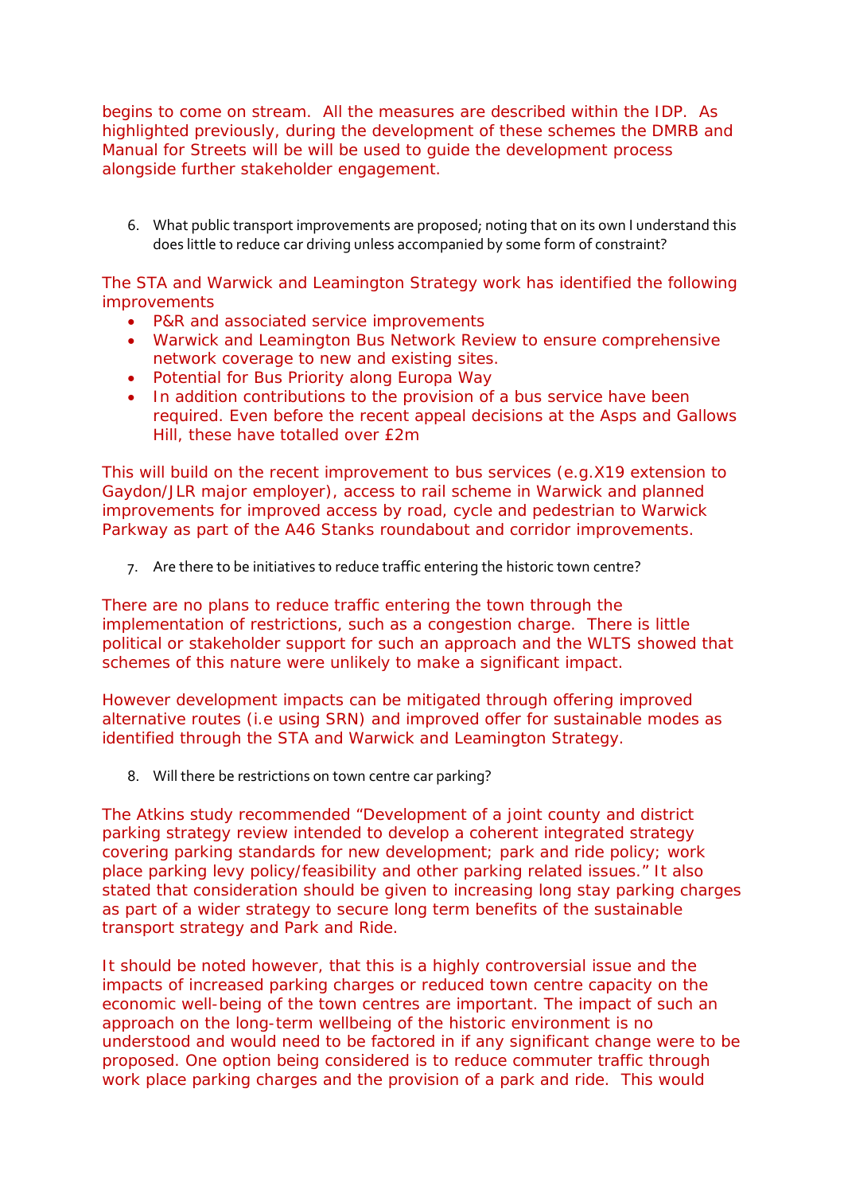begins to come on stream. All the measures are described within the IDP. As highlighted previously, during the development of these schemes the DMRB and Manual for Streets will be will be used to guide the development process alongside further stakeholder engagement.

6. What public transport improvements are proposed; noting that on its own I understand this does little to reduce car driving unless accompanied by some form of constraint?

The STA and Warwick and Leamington Strategy work has identified the following improvements

- P&R and associated service improvements
- Warwick and Leamington Bus Network Review to ensure comprehensive network coverage to new and existing sites.
- Potential for Bus Priority along Europa Way
- In addition contributions to the provision of a bus service have been required. Even before the recent appeal decisions at the Asps and Gallows Hill, these have totalled over £2m

This will build on the recent improvement to bus services (e.g.X19 extension to Gaydon/JLR major employer), access to rail scheme in Warwick and planned improvements for improved access by road, cycle and pedestrian to Warwick Parkway as part of the A46 Stanks roundabout and corridor improvements.

7. Are there to be initiatives to reduce traffic entering the historic town centre?

There are no plans to reduce traffic entering the town through the implementation of restrictions, such as a congestion charge. There is little political or stakeholder support for such an approach and the WLTS showed that schemes of this nature were unlikely to make a significant impact.

However development impacts can be mitigated through offering improved alternative routes (i.e using SRN) and improved offer for sustainable modes as identified through the STA and Warwick and Leamington Strategy.

8. Will there be restrictions on town centre car parking?

The Atkins study recommended "Development of a joint county and district parking strategy review intended to develop a coherent integrated strategy covering parking standards for new development; park and ride policy; work place parking levy policy/feasibility and other parking related issues." It also stated that consideration should be given to increasing long stay parking charges as part of a wider strategy to secure long term benefits of the sustainable transport strategy and Park and Ride.

It should be noted however, that this is a highly controversial issue and the impacts of increased parking charges or reduced town centre capacity on the economic well-being of the town centres are important. The impact of such an approach on the long-term wellbeing of the historic environment is no understood and would need to be factored in if any significant change were to be proposed. One option being considered is to reduce commuter traffic through work place parking charges and the provision of a park and ride. This would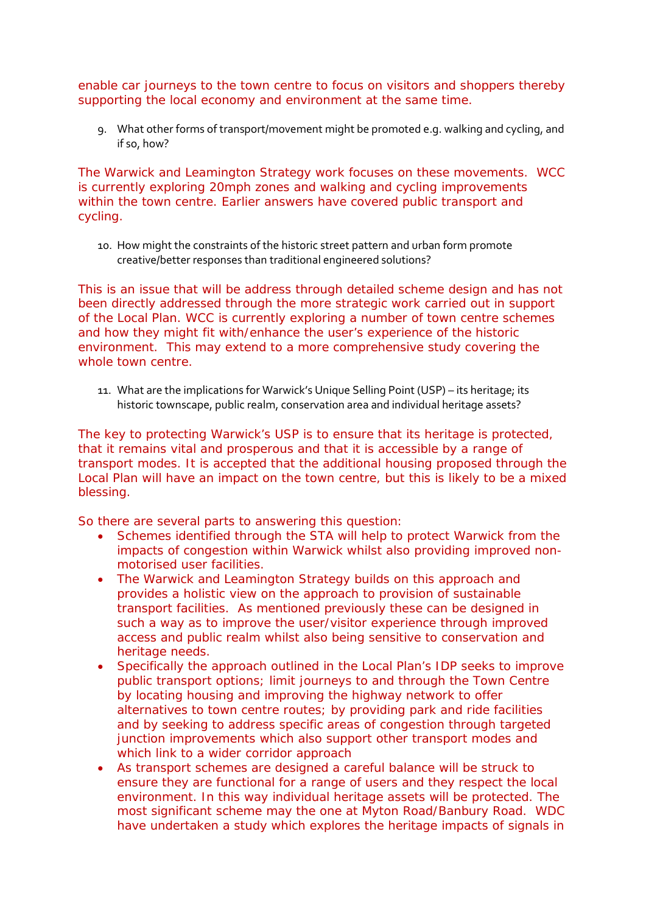enable car journeys to the town centre to focus on visitors and shoppers thereby supporting the local economy and environment at the same time.

9. What other forms of transport/movement might be promoted e.g. walking and cycling, and if so, how?

The Warwick and Leamington Strategy work focuses on these movements. WCC is currently exploring 20mph zones and walking and cycling improvements within the town centre. Earlier answers have covered public transport and cycling.

10. How might the constraints of the historic street pattern and urban form promote creative/better responses than traditional engineered solutions?

This is an issue that will be address through detailed scheme design and has not been directly addressed through the more strategic work carried out in support of the Local Plan. WCC is currently exploring a number of town centre schemes and how they might fit with/enhance the user's experience of the historic environment. This may extend to a more comprehensive study covering the whole town centre.

11. What are the implications for Warwick's Unique Selling Point (USP) – its heritage; its historic townscape, public realm, conservation area and individual heritage assets?

The key to protecting Warwick's USP is to ensure that its heritage is protected, that it remains vital and prosperous and that it is accessible by a range of transport modes. It is accepted that the additional housing proposed through the Local Plan will have an impact on the town centre, but this is likely to be a mixed blessing.

So there are several parts to answering this question:

- Schemes identified through the STA will help to protect Warwick from the impacts of congestion within Warwick whilst also providing improved non-motorised user facilities.
- The Warwick and Leamington Strategy builds on this approach and provides a holistic view on the approach to provision of sustainable transport facilities. As mentioned previously these can be designed in such a way as to improve the user/visitor experience through improved access and public realm whilst also being sensitive to conservation and heritage needs.
- Specifically the approach outlined in the Local Plan's IDP seeks to improve public transport options; limit journeys to and through the Town Centre by locating housing and improving the highway network to offer alternatives to town centre routes; by providing park and ride facilities and by seeking to address specific areas of congestion through targeted junction improvements which also support other transport modes and which link to a wider corridor approach
- As transport schemes are designed a careful balance will be struck to ensure they are functional for a range of users and they respect the local environment. In this way individual heritage assets will be protected. The most significant scheme may the one at Myton Road/Banbury Road. WDC have undertaken a study which explores the heritage impacts of signals in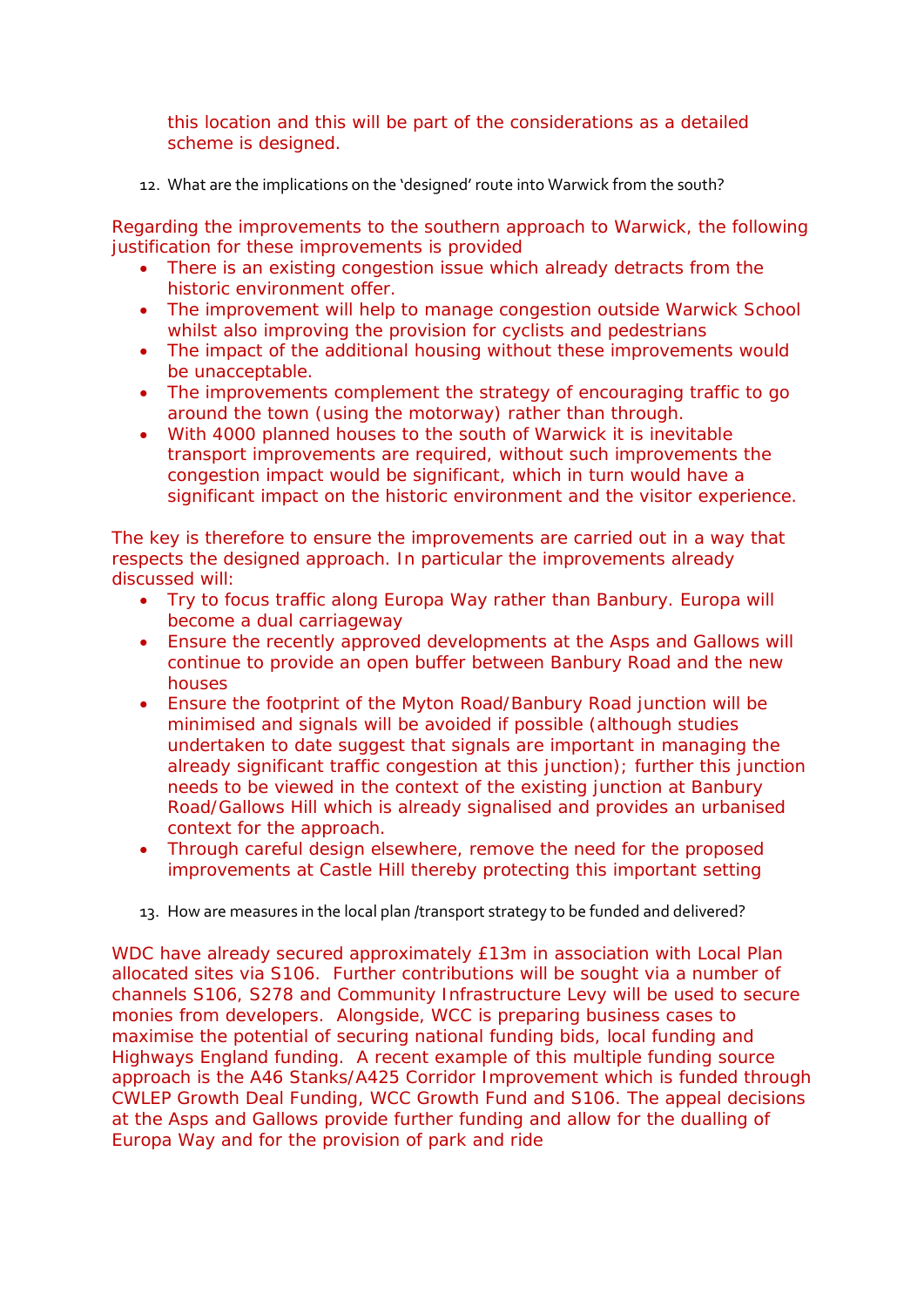this location and this will be part of the considerations as a detailed scheme is designed.

12. What are the implications on the 'designed' route into Warwick from the south?

Regarding the improvements to the southern approach to Warwick, the following justification for these improvements is provided

- There is an existing congestion issue which already detracts from the historic environment offer.
- The improvement will help to manage congestion outside Warwick School whilst also improving the provision for cyclists and pedestrians
- The impact of the additional housing without these improvements would be unacceptable.
- The improvements complement the strategy of encouraging traffic to go around the town (using the motorway) rather than through.
- With 4000 planned houses to the south of Warwick it is inevitable transport improvements are required, without such improvements the congestion impact would be significant, which in turn would have a significant impact on the historic environment and the visitor experience.

The key is therefore to ensure the improvements are carried out in a way that respects the designed approach. In particular the improvements already discussed will:

- Try to focus traffic along Europa Way rather than Banbury. Europa will become a dual carriageway
- Ensure the recently approved developments at the Asps and Gallows will continue to provide an open buffer between Banbury Road and the new houses
- Ensure the footprint of the Myton Road/Banbury Road junction will be minimised and signals will be avoided if possible (although studies undertaken to date suggest that signals are important in managing the already significant traffic congestion at this junction); further this junction needs to be viewed in the context of the existing junction at Banbury Road/Gallows Hill which is already signalised and provides an urbanised context for the approach.
- Through careful design elsewhere, remove the need for the proposed improvements at Castle Hill thereby protecting this important setting

13. How are measures in the local plan /transport strategy to be funded and delivered?

WDC have already secured approximately £13m in association with Local Plan allocated sites via S106. Further contributions will be sought via a number of channels S106, S278 and Community Infrastructure Levy will be used to secure monies from developers. Alongside, WCC is preparing business cases to maximise the potential of securing national funding bids, local funding and Highways England funding. A recent example of this multiple funding source approach is the A46 Stanks/A425 Corridor Improvement which is funded through CWLEP Growth Deal Funding, WCC Growth Fund and S106. The appeal decisions at the Asps and Gallows provide further funding and allow for the dualling of Europa Way and for the provision of park and ride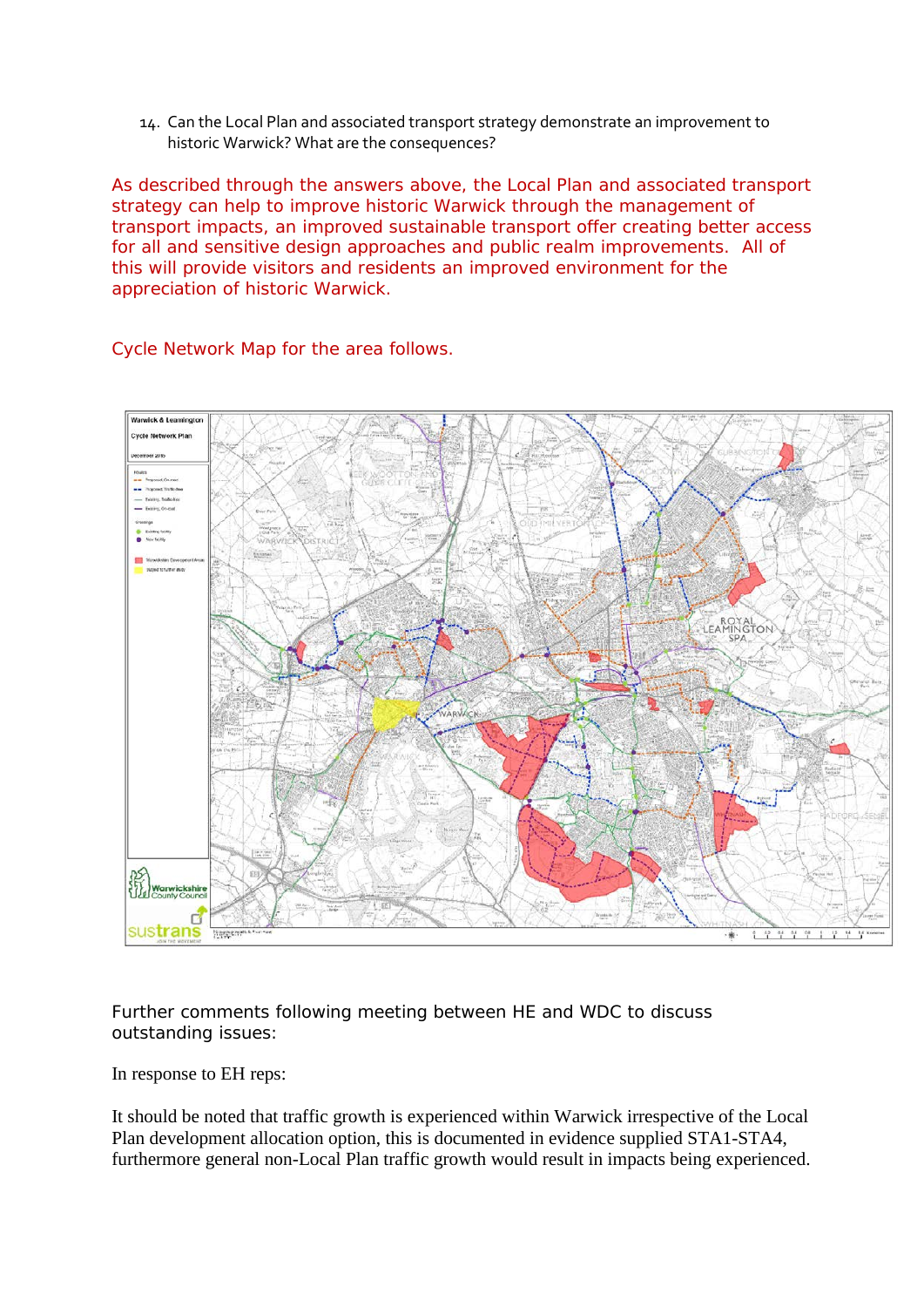14. Can the Local Plan and associated transport strategy demonstrate an improvement to historic Warwick? What are the consequences?

As described through the answers above, the Local Plan and associated transport strategy can help to improve historic Warwick through the management of transport impacts, an improved sustainable transport offer creating better access for all and sensitive design approaches and public realm improvements. All of this will provide visitors and residents an improved environment for the appreciation of historic Warwick.

Cycle Network Map for the area follows.

Further comments following meeting between HE and WDC to discuss outstanding issues:

In response to EH reps:

It should be noted that traffic growth is experienced within Warwick irrespective of the Local Plan development allocation option, this is documented in evidence supplied STA1-STA4, furthermore general non-Local Plan traffic growth would result in impacts being experienced.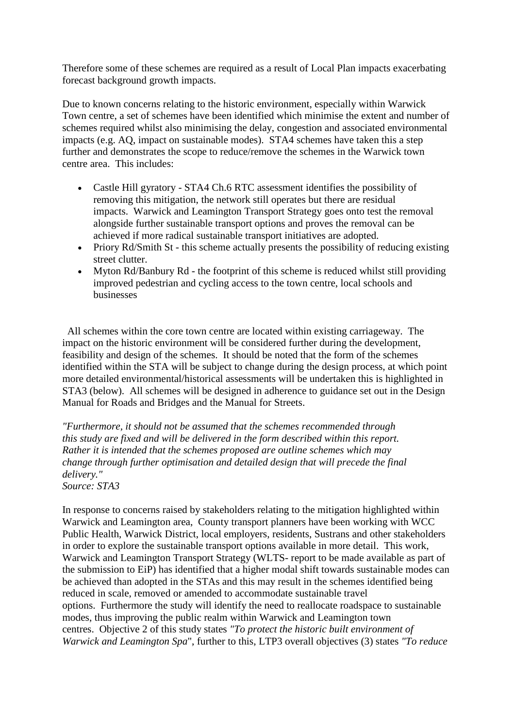Therefore some of these schemes are required as a result of Local Plan impacts exacerbating forecast background growth impacts.

Due to known concerns relating to the historic environment, especially within Warwick Town centre, a set of schemes have been identified which minimise the extent and number of schemes required whilst also minimising the delay, congestion and associated environmental impacts (e.g. AQ, impact on sustainable modes). STA4 schemes have taken this a step further and demonstrates the scope to reduce/remove the schemes in the Warwick town centre area. This includes:

- Castle Hill gyratory - STA4 Ch.6 RTC assessment identifies the possibility of removing this mitigation, the network still operates but there are residual impacts. Warwick and Leamington Transport Strategy goes onto test the removal alongside further sustainable transport options and proves the removal can be achieved if more radical sustainable transport initiatives are adopted.
- Priory Rd/Smith St - this scheme actually presents the possibility of reducing existing street clutter.
- Myton Rd/Banbury Rd - the footprint of this scheme is reduced whilst still providing improved pedestrian and cycling access to the town centre, local schools and businesses

All schemes within the core town centre are located within existing carriageway. The impact on the historic environment will be considered further during the development, feasibility and design of the schemes. It should be noted that the form of the schemes identified within the STA will be subject to change during the design process, at which point more detailed environmental/historical assessments will be undertaken this is highlighted in STA3 (below). All schemes will be designed in adherence to guidance set out in the Design Manual for Roads and Bridges and the Manual for Streets.

*"Furthermore, it should not be assumed that the schemes recommended through this study are fixed and will be delivered in the form described within this report. Rather it is intended that the schemes proposed are outline schemes which may change through further optimisation and detailed design that will precede the final delivery."*
*Source: STA3*

In response to concerns raised by stakeholders relating to the mitigation highlighted within Warwick and Leamington area, County transport planners have been working with WCC Public Health, Warwick District, local employers, residents, Sustrans and other stakeholders in order to explore the sustainable transport options available in more detail. This work, Warwick and Leamington Transport Strategy (WLTS- report to be made available as part of the submission to EiP) has identified that a higher modal shift towards sustainable modes can be achieved than adopted in the STAs and this may result in the schemes identified being reduced in scale, removed or amended to accommodate sustainable travel options. Furthermore the study will identify the need to reallocate roadspace to sustainable modes, thus improving the public realm within Warwick and Leamington town centres. Objective 2 of this study states *"To protect the historic built environment of Warwick and Leamington Spa*", further to this, LTP3 overall objectives (3) states *"To reduce*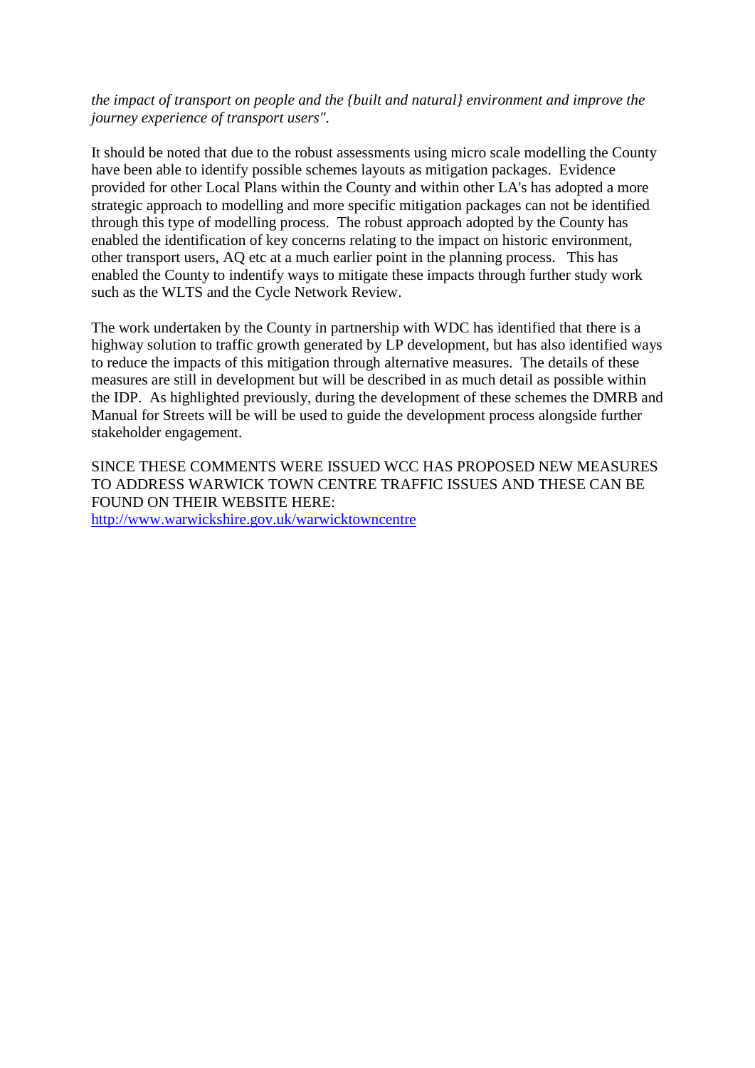*the impact of transport on people and the {built and natural} environment and improve the journey experience of transport users".*

It should be noted that due to the robust assessments using micro scale modelling the County have been able to identify possible schemes layouts as mitigation packages. Evidence provided for other Local Plans within the County and within other LA's has adopted a more strategic approach to modelling and more specific mitigation packages can not be identified through this type of modelling process. The robust approach adopted by the County has enabled the identification of key concerns relating to the impact on historic environment, other transport users, AQ etc at a much earlier point in the planning process. This has enabled the County to indentify ways to mitigate these impacts through further study work such as the WLTS and the Cycle Network Review.

The work undertaken by the County in partnership with WDC has identified that there is a highway solution to traffic growth generated by LP development, but has also identified ways to reduce the impacts of this mitigation through alternative measures. The details of these measures are still in development but will be described in as much detail as possible within the IDP. As highlighted previously, during the development of these schemes the DMRB and Manual for Streets will be will be used to guide the development process alongside further stakeholder engagement.

SINCE THESE COMMENTS WERE ISSUED WCC HAS PROPOSED NEW MEASURES TO ADDRESS WARWICK TOWN CENTRE TRAFFIC ISSUES AND THESE CAN BE FOUND ON THEIR WEBSITE HERE:
[http://www.warwickshire.gov.uk/warwicktowncentre](http://www.warwickshire.gov.uk/warwicktowncentre)